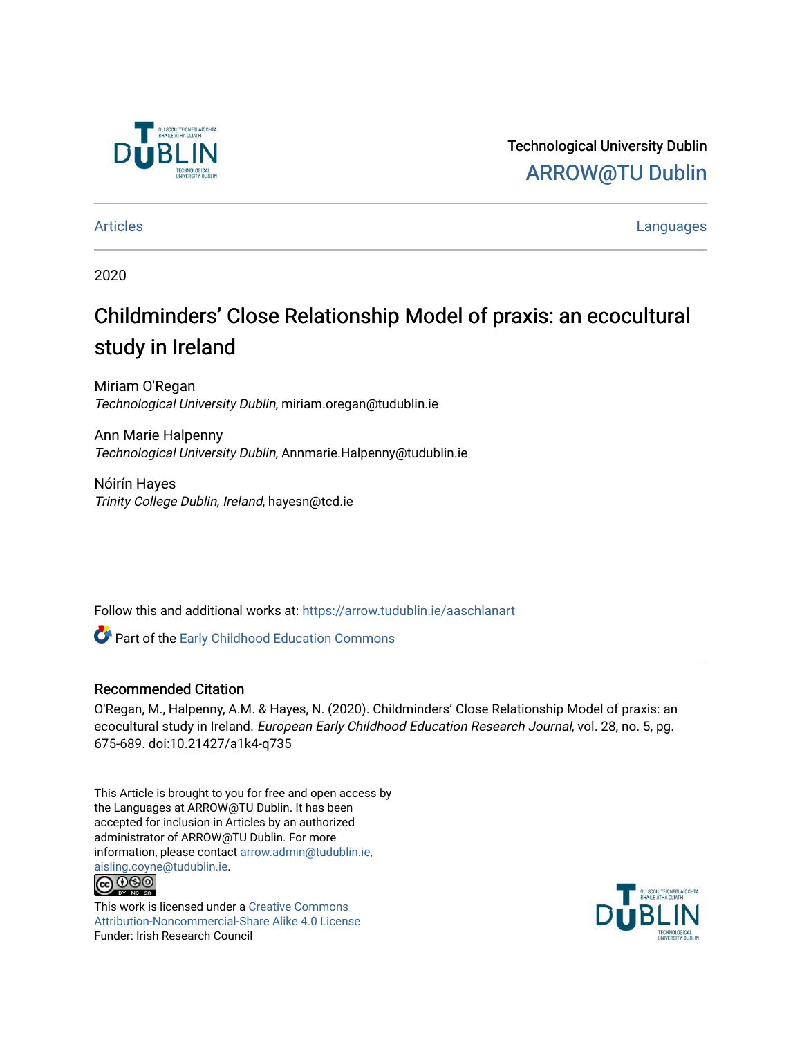Technological University Dublin

ARROW@TU Dublin

Articles Languages

2020

# Childminders' Close Relationship Model of praxis: an ecocultural study in Ireland

Miriam O'Regan
*Technological University Dublin*, miriam.oregan@tudublin.ie

Ann Marie Halpenny
*Technological University Dublin*, Annmarie.Halpenny@tudublin.ie

Nóirín Hayes
*Trinity College Dublin, Ireland*, hayesn@tcd.ie

Follow this and additional works at: https://arrow.tudublin.ie/aaschlanart

Part of the Early Childhood Education Commons

## Recommended Citation

O'Regan, M., Halpenny, A.M. & Hayes, N. (2020). Childminders' Close Relationship Model of praxis: an ecocultural study in Ireland. *European Early Childhood Education Research Journal*, vol. 28, no. 5, pg. 675-689. doi:10.21427/a1k4-q735

This Article is brought to you for free and open access by the Languages at ARROW@TU Dublin. It has been accepted for inclusion in Articles by an authorized administrator of ARROW@TU Dublin. For more information, please contact arrow.admin@tudublin.ie, aisling.coyne@tudublin.ie.

This work is licensed under a Creative Commons Attribution-Noncommercial-Share Alike 4.0 License

Funder: Irish Research Council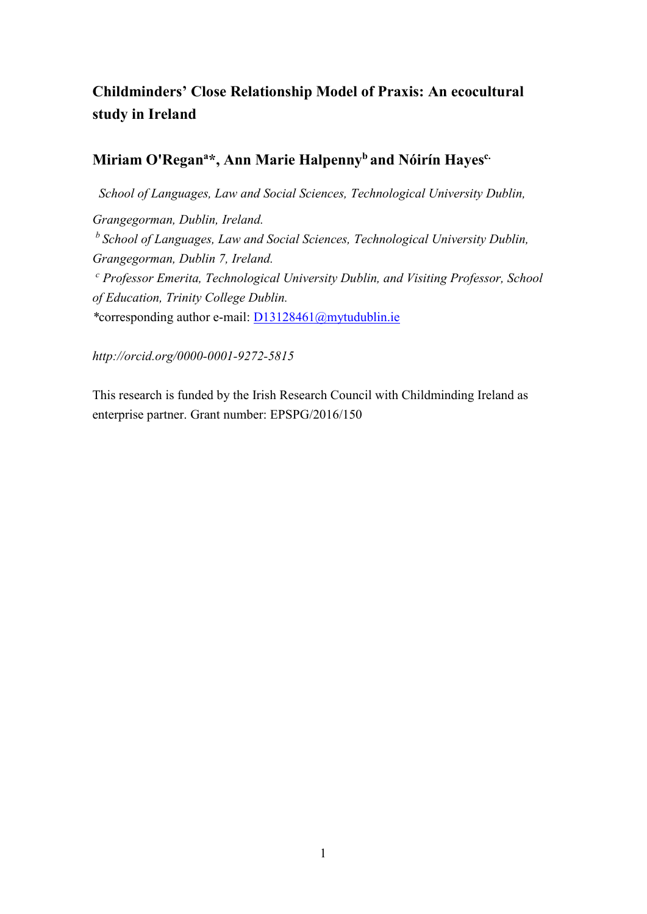# Childminders' Close Relationship Model of Praxis: An ecocultural study in Ireland

## Miriam O'Regan[a]*, Ann Marie Halpenny[b] and Nóirín Hayes[c.]

*School of Languages, Law and Social Sciences, Technological University Dublin, Grangegorman, Dublin, Ireland.*

[b] *School of Languages, Law and Social Sciences, Technological University Dublin, Grangegorman, Dublin 7, Ireland.*

[c] *Professor Emerita, Technological University Dublin, and Visiting Professor, School of Education, Trinity College Dublin.*

*corresponding author e-mail: D13128461@mytudublin.ie

*http://orcid.org/0000-0001-9272-5815*

This research is funded by the Irish Research Council with Childminding Ireland as enterprise partner. Grant number: EPSPG/2016/150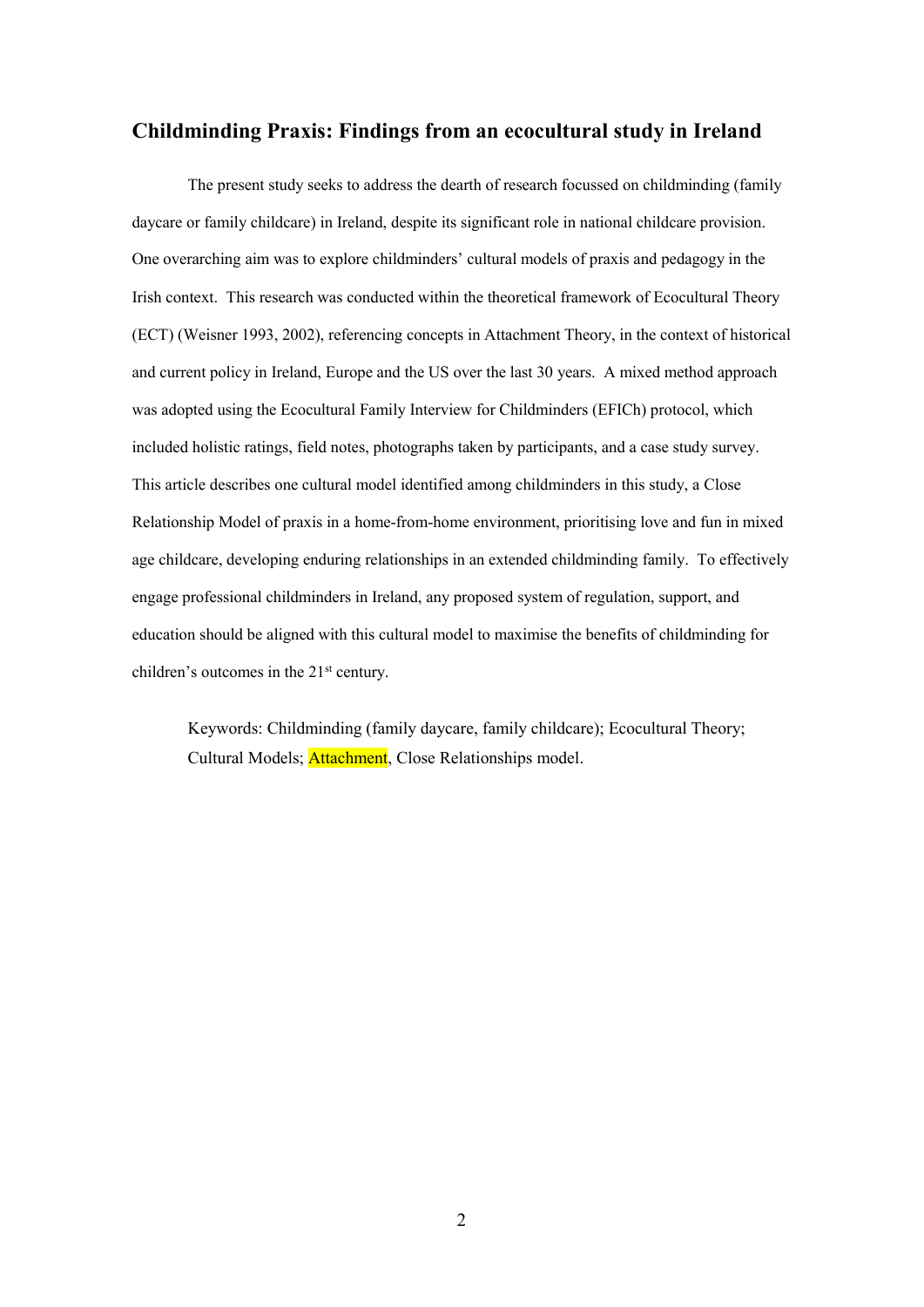## Childminding Praxis: Findings from an ecocultural study in Ireland

The present study seeks to address the dearth of research focussed on childminding (family daycare or family childcare) in Ireland, despite its significant role in national childcare provision. One overarching aim was to explore childminders' cultural models of praxis and pedagogy in the Irish context. This research was conducted within the theoretical framework of Ecocultural Theory (ECT) (Weisner 1993, 2002), referencing concepts in Attachment Theory, in the context of historical and current policy in Ireland, Europe and the US over the last 30 years. A mixed method approach was adopted using the Ecocultural Family Interview for Childminders (EFICh) protocol, which included holistic ratings, field notes, photographs taken by participants, and a case study survey. This article describes one cultural model identified among childminders in this study, a Close Relationship Model of praxis in a home-from-home environment, prioritising love and fun in mixed age childcare, developing enduring relationships in an extended childminding family. To effectively engage professional childminders in Ireland, any proposed system of regulation, support, and education should be aligned with this cultural model to maximise the benefits of childminding for children's outcomes in the 21st century.

Keywords: Childminding (family daycare, family childcare); Ecocultural Theory; Cultural Models; Attachment, Close Relationships model.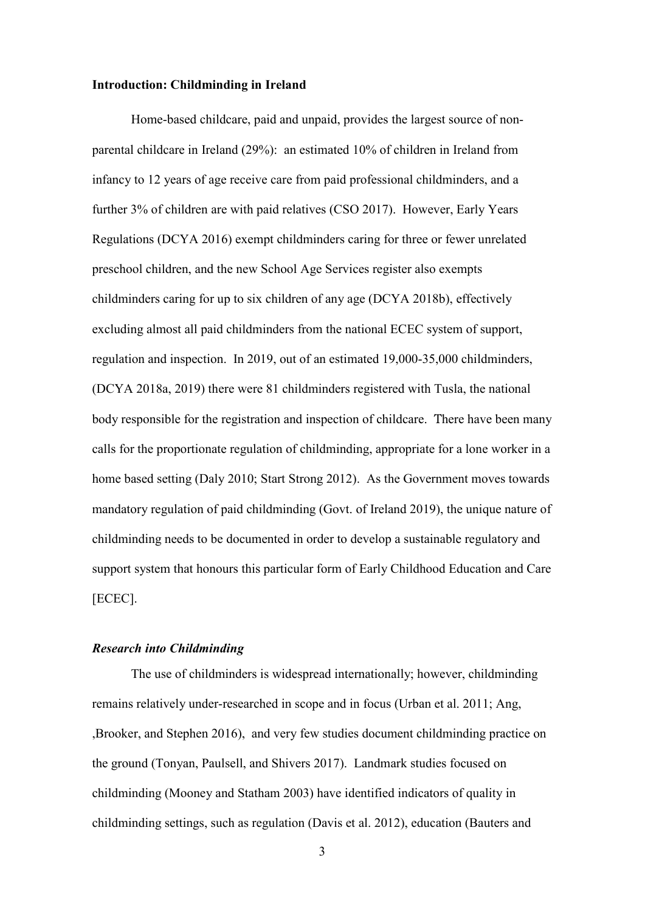## Introduction: Childminding in Ireland

Home-based childcare, paid and unpaid, provides the largest source of non-parental childcare in Ireland (29%): an estimated 10% of children in Ireland from infancy to 12 years of age receive care from paid professional childminders, and a further 3% of children are with paid relatives (CSO 2017). However, Early Years Regulations (DCYA 2016) exempt childminders caring for three or fewer unrelated preschool children, and the new School Age Services register also exempts childminders caring for up to six children of any age (DCYA 2018b), effectively excluding almost all paid childminders from the national ECEC system of support, regulation and inspection. In 2019, out of an estimated 19,000-35,000 childminders, (DCYA 2018a, 2019) there were 81 childminders registered with Tusla, the national body responsible for the registration and inspection of childcare. There have been many calls for the proportionate regulation of childminding, appropriate for a lone worker in a home based setting (Daly 2010; Start Strong 2012). As the Government moves towards mandatory regulation of paid childminding (Govt. of Ireland 2019), the unique nature of childminding needs to be documented in order to develop a sustainable regulatory and support system that honours this particular form of Early Childhood Education and Care [ECEC].

### *Research into Childminding*

The use of childminders is widespread internationally; however, childminding remains relatively under-researched in scope and in focus (Urban et al. 2011; Ang, ,Brooker, and Stephen 2016), and very few studies document childminding practice on the ground (Tonyan, Paulsell, and Shivers 2017). Landmark studies focused on childminding (Mooney and Statham 2003) have identified indicators of quality in childminding settings, such as regulation (Davis et al. 2012), education (Bauters and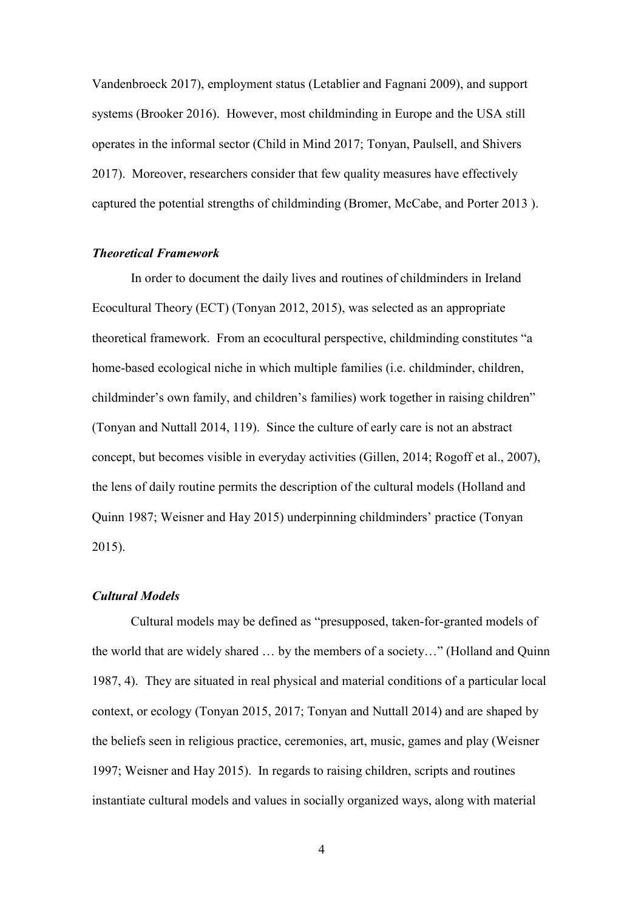Vandenbroeck 2017), employment status (Letablier and Fagnani 2009), and support systems (Brooker 2016). However, most childminding in Europe and the USA still operates in the informal sector (Child in Mind 2017; Tonyan, Paulsell, and Shivers 2017). Moreover, researchers consider that few quality measures have effectively captured the potential strengths of childminding (Bromer, McCabe, and Porter 2013 ).

### *Theoretical Framework*

In order to document the daily lives and routines of childminders in Ireland Ecocultural Theory (ECT) (Tonyan 2012, 2015), was selected as an appropriate theoretical framework. From an ecocultural perspective, childminding constitutes "a home-based ecological niche in which multiple families (i.e. childminder, children, childminder's own family, and children's families) work together in raising children" (Tonyan and Nuttall 2014, 119). Since the culture of early care is not an abstract concept, but becomes visible in everyday activities (Gillen, 2014; Rogoff et al., 2007), the lens of daily routine permits the description of the cultural models (Holland and Quinn 1987; Weisner and Hay 2015) underpinning childminders' practice (Tonyan 2015).

### *Cultural Models*

Cultural models may be defined as "presupposed, taken-for-granted models of the world that are widely shared … by the members of a society…" (Holland and Quinn 1987, 4). They are situated in real physical and material conditions of a particular local context, or ecology (Tonyan 2015, 2017; Tonyan and Nuttall 2014) and are shaped by the beliefs seen in religious practice, ceremonies, art, music, games and play (Weisner 1997; Weisner and Hay 2015). In regards to raising children, scripts and routines instantiate cultural models and values in socially organized ways, along with material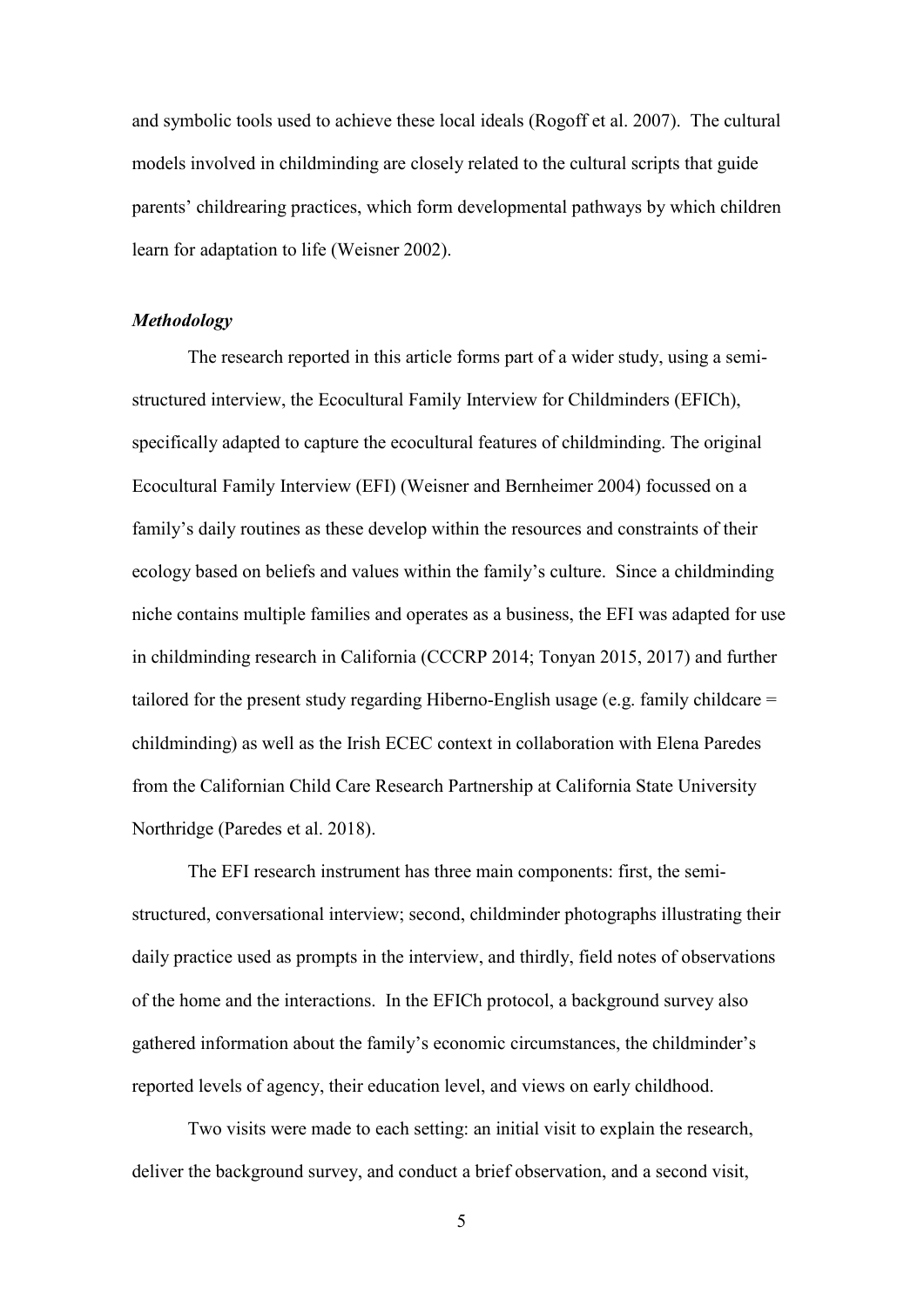and symbolic tools used to achieve these local ideals (Rogoff et al. 2007). The cultural models involved in childminding are closely related to the cultural scripts that guide parents' childrearing practices, which form developmental pathways by which children learn for adaptation to life (Weisner 2002).

### *Methodology*

The research reported in this article forms part of a wider study, using a semi-structured interview, the Ecocultural Family Interview for Childminders (EFICh), specifically adapted to capture the ecocultural features of childminding. The original Ecocultural Family Interview (EFI) (Weisner and Bernheimer 2004) focussed on a family's daily routines as these develop within the resources and constraints of their ecology based on beliefs and values within the family's culture. Since a childminding niche contains multiple families and operates as a business, the EFI was adapted for use in childminding research in California (CCCRP 2014; Tonyan 2015, 2017) and further tailored for the present study regarding Hiberno-English usage (e.g. family childcare = childminding) as well as the Irish ECEC context in collaboration with Elena Paredes from the Californian Child Care Research Partnership at California State University Northridge (Paredes et al. 2018).

The EFI research instrument has three main components: first, the semi-structured, conversational interview; second, childminder photographs illustrating their daily practice used as prompts in the interview, and thirdly, field notes of observations of the home and the interactions. In the EFICh protocol, a background survey also gathered information about the family's economic circumstances, the childminder's reported levels of agency, their education level, and views on early childhood.

Two visits were made to each setting: an initial visit to explain the research, deliver the background survey, and conduct a brief observation, and a second visit,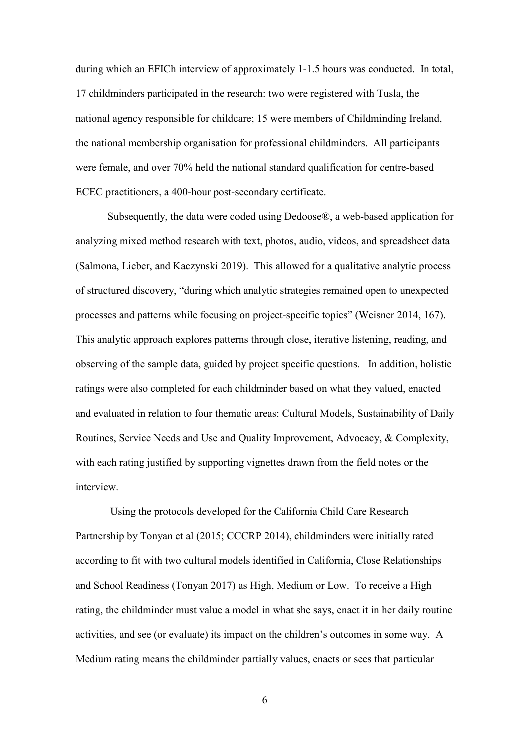during which an EFICh interview of approximately 1-1.5 hours was conducted. In total, 17 childminders participated in the research: two were registered with Tusla, the national agency responsible for childcare; 15 were members of Childminding Ireland, the national membership organisation for professional childminders. All participants were female, and over 70% held the national standard qualification for centre-based ECEC practitioners, a 400-hour post-secondary certificate.

Subsequently, the data were coded using Dedoose®, a web-based application for analyzing mixed method research with text, photos, audio, videos, and spreadsheet data (Salmona, Lieber, and Kaczynski 2019). This allowed for a qualitative analytic process of structured discovery, "during which analytic strategies remained open to unexpected processes and patterns while focusing on project-specific topics" (Weisner 2014, 167). This analytic approach explores patterns through close, iterative listening, reading, and observing of the sample data, guided by project specific questions. In addition, holistic ratings were also completed for each childminder based on what they valued, enacted and evaluated in relation to four thematic areas: Cultural Models, Sustainability of Daily Routines, Service Needs and Use and Quality Improvement, Advocacy, & Complexity, with each rating justified by supporting vignettes drawn from the field notes or the interview.

Using the protocols developed for the California Child Care Research Partnership by Tonyan et al (2015; CCCRP 2014), childminders were initially rated according to fit with two cultural models identified in California, Close Relationships and School Readiness (Tonyan 2017) as High, Medium or Low. To receive a High rating, the childminder must value a model in what she says, enact it in her daily routine activities, and see (or evaluate) its impact on the children's outcomes in some way. A Medium rating means the childminder partially values, enacts or sees that particular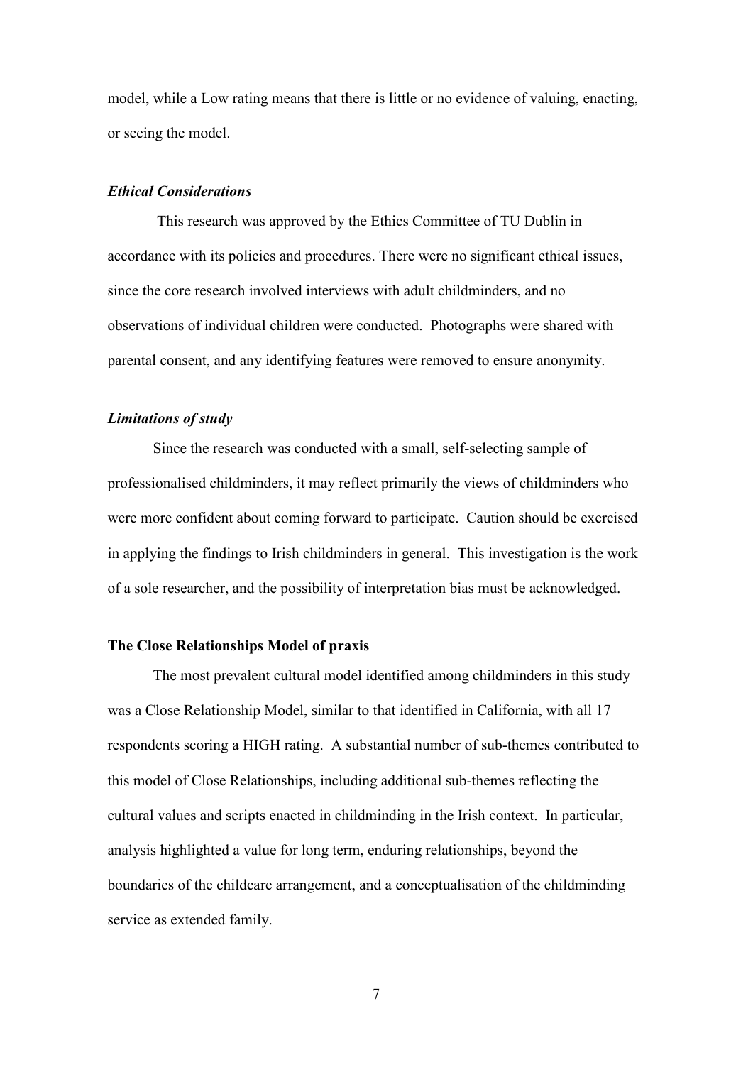model, while a Low rating means that there is little or no evidence of valuing, enacting, or seeing the model.

### *Ethical Considerations*

This research was approved by the Ethics Committee of TU Dublin in accordance with its policies and procedures. There were no significant ethical issues, since the core research involved interviews with adult childminders, and no observations of individual children were conducted. Photographs were shared with parental consent, and any identifying features were removed to ensure anonymity.

### *Limitations of study*

Since the research was conducted with a small, self-selecting sample of professionalised childminders, it may reflect primarily the views of childminders who were more confident about coming forward to participate. Caution should be exercised in applying the findings to Irish childminders in general. This investigation is the work of a sole researcher, and the possibility of interpretation bias must be acknowledged.

## **The Close Relationships Model of praxis**

The most prevalent cultural model identified among childminders in this study was a Close Relationship Model, similar to that identified in California, with all 17 respondents scoring a HIGH rating. A substantial number of sub-themes contributed to this model of Close Relationships, including additional sub-themes reflecting the cultural values and scripts enacted in childminding in the Irish context. In particular, analysis highlighted a value for long term, enduring relationships, beyond the boundaries of the childcare arrangement, and a conceptualisation of the childminding service as extended family.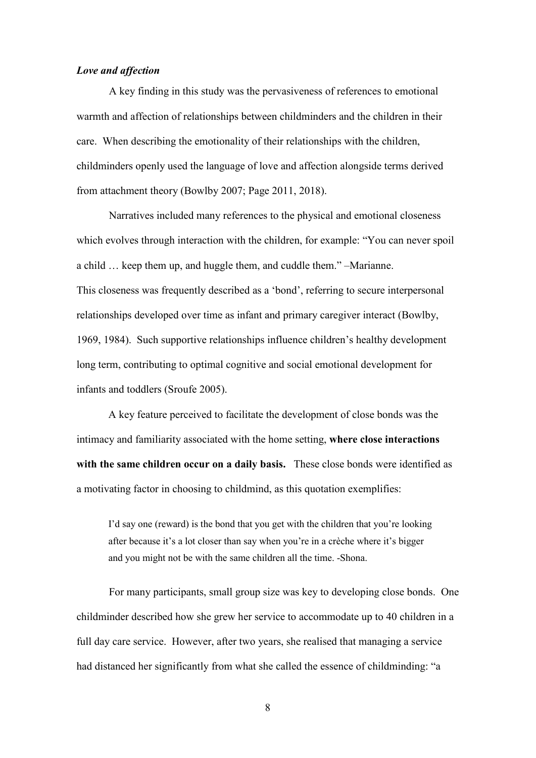### *Love and affection*

A key finding in this study was the pervasiveness of references to emotional warmth and affection of relationships between childminders and the children in their care. When describing the emotionality of their relationships with the children, childminders openly used the language of love and affection alongside terms derived from attachment theory (Bowlby 2007; Page 2011, 2018).

Narratives included many references to the physical and emotional closeness which evolves through interaction with the children, for example: "You can never spoil a child … keep them up, and huggle them, and cuddle them." –Marianne.
This closeness was frequently described as a 'bond', referring to secure interpersonal relationships developed over time as infant and primary caregiver interact (Bowlby, 1969, 1984). Such supportive relationships influence children's healthy development long term, contributing to optimal cognitive and social emotional development for infants and toddlers (Sroufe 2005).

A key feature perceived to facilitate the development of close bonds was the intimacy and familiarity associated with the home setting, **where close interactions with the same children occur on a daily basis.** These close bonds were identified as a motivating factor in choosing to childmind, as this quotation exemplifies:

> I'd say one (reward) is the bond that you get with the children that you're looking after because it's a lot closer than say when you're in a crèche where it's bigger and you might not be with the same children all the time. -Shona.

For many participants, small group size was key to developing close bonds. One childminder described how she grew her service to accommodate up to 40 children in a full day care service. However, after two years, she realised that managing a service had distanced her significantly from what she called the essence of childminding: "a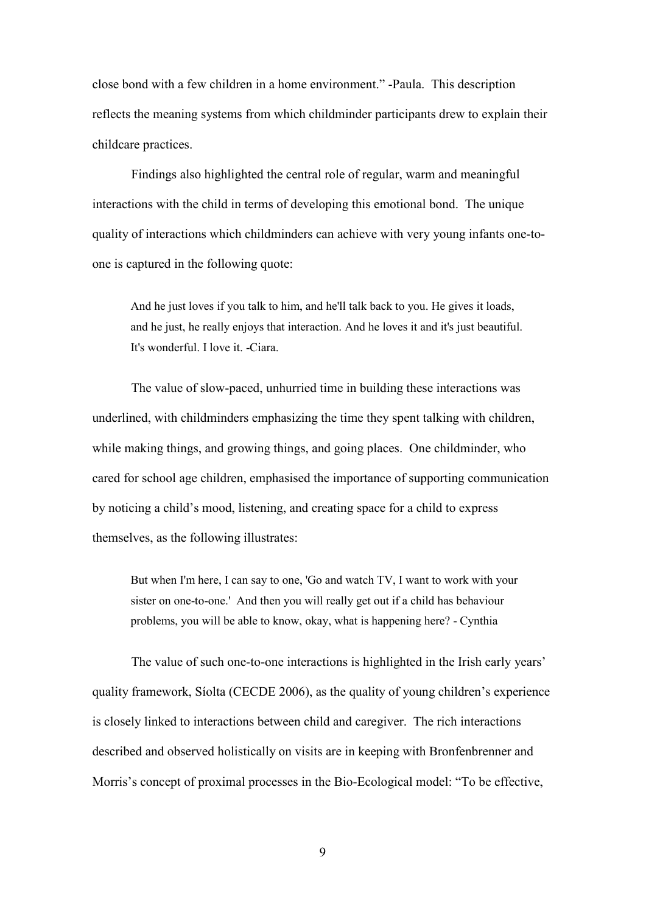close bond with a few children in a home environment." -Paula. This description reflects the meaning systems from which childminder participants drew to explain their childcare practices.

Findings also highlighted the central role of regular, warm and meaningful interactions with the child in terms of developing this emotional bond. The unique quality of interactions which childminders can achieve with very young infants one-to-one is captured in the following quote:

> And he just loves if you talk to him, and he'll talk back to you. He gives it loads, and he just, he really enjoys that interaction. And he loves it and it's just beautiful. It's wonderful. I love it. -Ciara.

The value of slow-paced, unhurried time in building these interactions was underlined, with childminders emphasizing the time they spent talking with children, while making things, and growing things, and going places. One childminder, who cared for school age children, emphasised the importance of supporting communication by noticing a child's mood, listening, and creating space for a child to express themselves, as the following illustrates:

> But when I'm here, I can say to one, 'Go and watch TV, I want to work with your sister on one-to-one.' And then you will really get out if a child has behaviour problems, you will be able to know, okay, what is happening here? - Cynthia

The value of such one-to-one interactions is highlighted in the Irish early years' quality framework, Síolta (CECDE 2006), as the quality of young children's experience is closely linked to interactions between child and caregiver. The rich interactions described and observed holistically on visits are in keeping with Bronfenbrenner and Morris's concept of proximal processes in the Bio-Ecological model: "To be effective,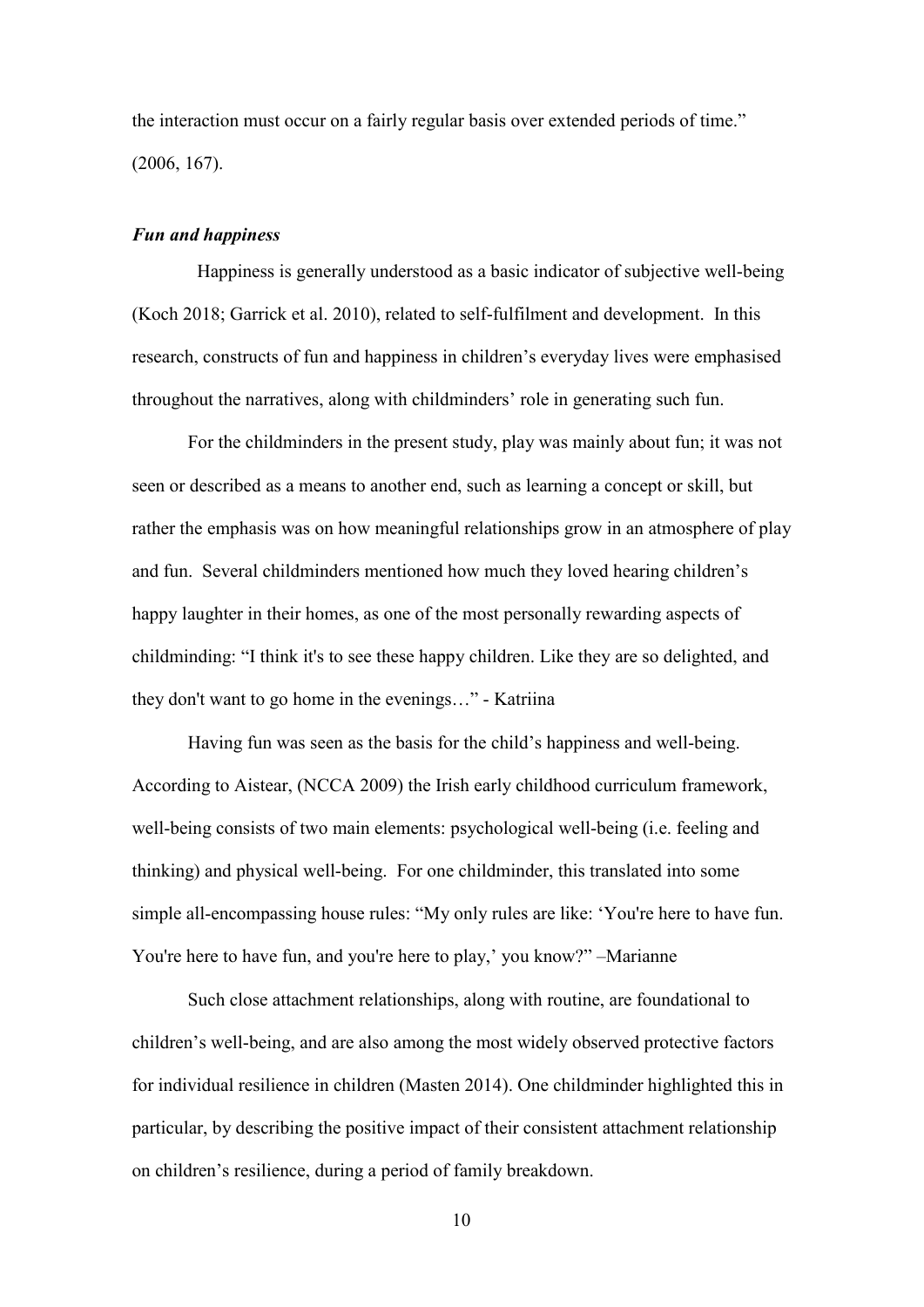the interaction must occur on a fairly regular basis over extended periods of time." (2006, 167).

### ***Fun and happiness***

Happiness is generally understood as a basic indicator of subjective well-being (Koch 2018; Garrick et al. 2010), related to self-fulfilment and development. In this research, constructs of fun and happiness in children's everyday lives were emphasised throughout the narratives, along with childminders' role in generating such fun.

For the childminders in the present study, play was mainly about fun; it was not seen or described as a means to another end, such as learning a concept or skill, but rather the emphasis was on how meaningful relationships grow in an atmosphere of play and fun. Several childminders mentioned how much they loved hearing children's happy laughter in their homes, as one of the most personally rewarding aspects of childminding: "I think it's to see these happy children. Like they are so delighted, and they don't want to go home in the evenings…" - Katriina

Having fun was seen as the basis for the child's happiness and well-being. According to Aistear, (NCCA 2009) the Irish early childhood curriculum framework, well-being consists of two main elements: psychological well-being (i.e. feeling and thinking) and physical well-being. For one childminder, this translated into some simple all-encompassing house rules: "My only rules are like: 'You're here to have fun. You're here to have fun, and you're here to play,' you know?" –Marianne

Such close attachment relationships, along with routine, are foundational to children's well-being, and are also among the most widely observed protective factors for individual resilience in children (Masten 2014). One childminder highlighted this in particular, by describing the positive impact of their consistent attachment relationship on children's resilience, during a period of family breakdown.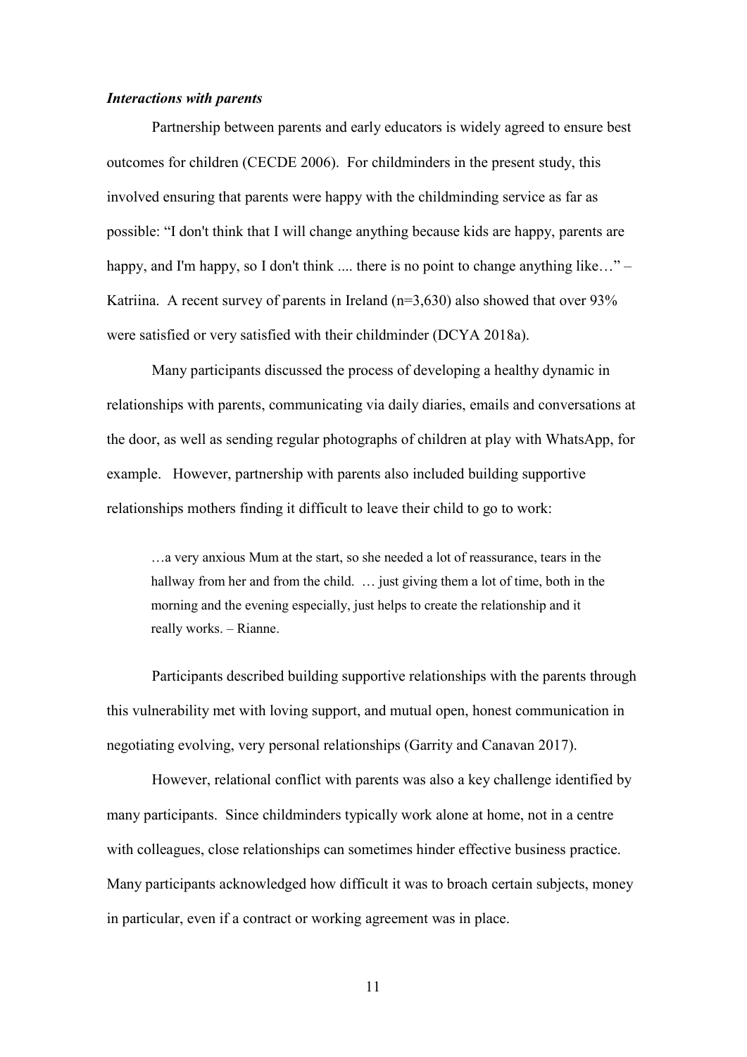***Interactions with parents***

Partnership between parents and early educators is widely agreed to ensure best outcomes for children (CECDE 2006). For childminders in the present study, this involved ensuring that parents were happy with the childminding service as far as possible: "I don't think that I will change anything because kids are happy, parents are happy, and I'm happy, so I don't think .... there is no point to change anything like…" – Katriina. A recent survey of parents in Ireland (n=3,630) also showed that over 93% were satisfied or very satisfied with their childminder (DCYA 2018a).

Many participants discussed the process of developing a healthy dynamic in relationships with parents, communicating via daily diaries, emails and conversations at the door, as well as sending regular photographs of children at play with WhatsApp, for example. However, partnership with parents also included building supportive relationships mothers finding it difficult to leave their child to go to work:

> …a very anxious Mum at the start, so she needed a lot of reassurance, tears in the hallway from her and from the child. … just giving them a lot of time, both in the morning and the evening especially, just helps to create the relationship and it really works. – Rianne.

Participants described building supportive relationships with the parents through this vulnerability met with loving support, and mutual open, honest communication in negotiating evolving, very personal relationships (Garrity and Canavan 2017).

However, relational conflict with parents was also a key challenge identified by many participants. Since childminders typically work alone at home, not in a centre with colleagues, close relationships can sometimes hinder effective business practice. Many participants acknowledged how difficult it was to broach certain subjects, money in particular, even if a contract or working agreement was in place.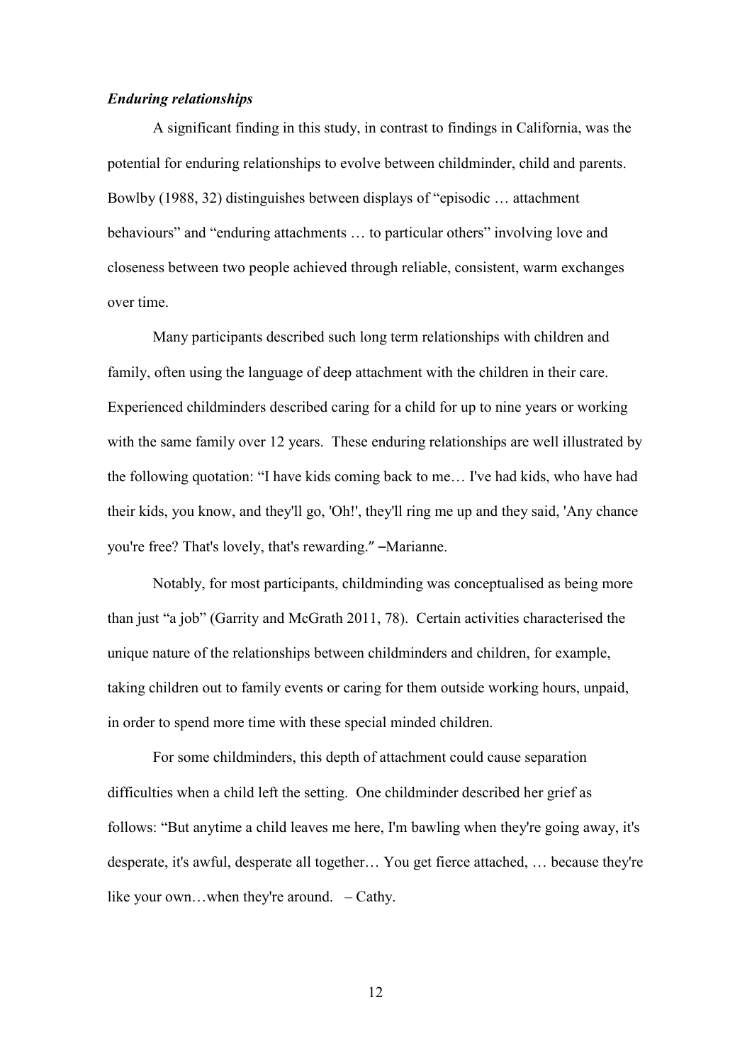***Enduring relationships***

A significant finding in this study, in contrast to findings in California, was the potential for enduring relationships to evolve between childminder, child and parents. Bowlby (1988, 32) distinguishes between displays of "episodic … attachment behaviours" and "enduring attachments … to particular others" involving love and closeness between two people achieved through reliable, consistent, warm exchanges over time.

Many participants described such long term relationships with children and family, often using the language of deep attachment with the children in their care. Experienced childminders described caring for a child for up to nine years or working with the same family over 12 years. These enduring relationships are well illustrated by the following quotation: "I have kids coming back to me… I've had kids, who have had their kids, you know, and they'll go, 'Oh!', they'll ring me up and they said, 'Any chance you're free? That's lovely, that's rewarding." –Marianne.

Notably, for most participants, childminding was conceptualised as being more than just "a job" (Garrity and McGrath 2011, 78). Certain activities characterised the unique nature of the relationships between childminders and children, for example, taking children out to family events or caring for them outside working hours, unpaid, in order to spend more time with these special minded children.

For some childminders, this depth of attachment could cause separation difficulties when a child left the setting. One childminder described her grief as follows: "But anytime a child leaves me here, I'm bawling when they're going away, it's desperate, it's awful, desperate all together… You get fierce attached, … because they're like your own…when they're around. – Cathy.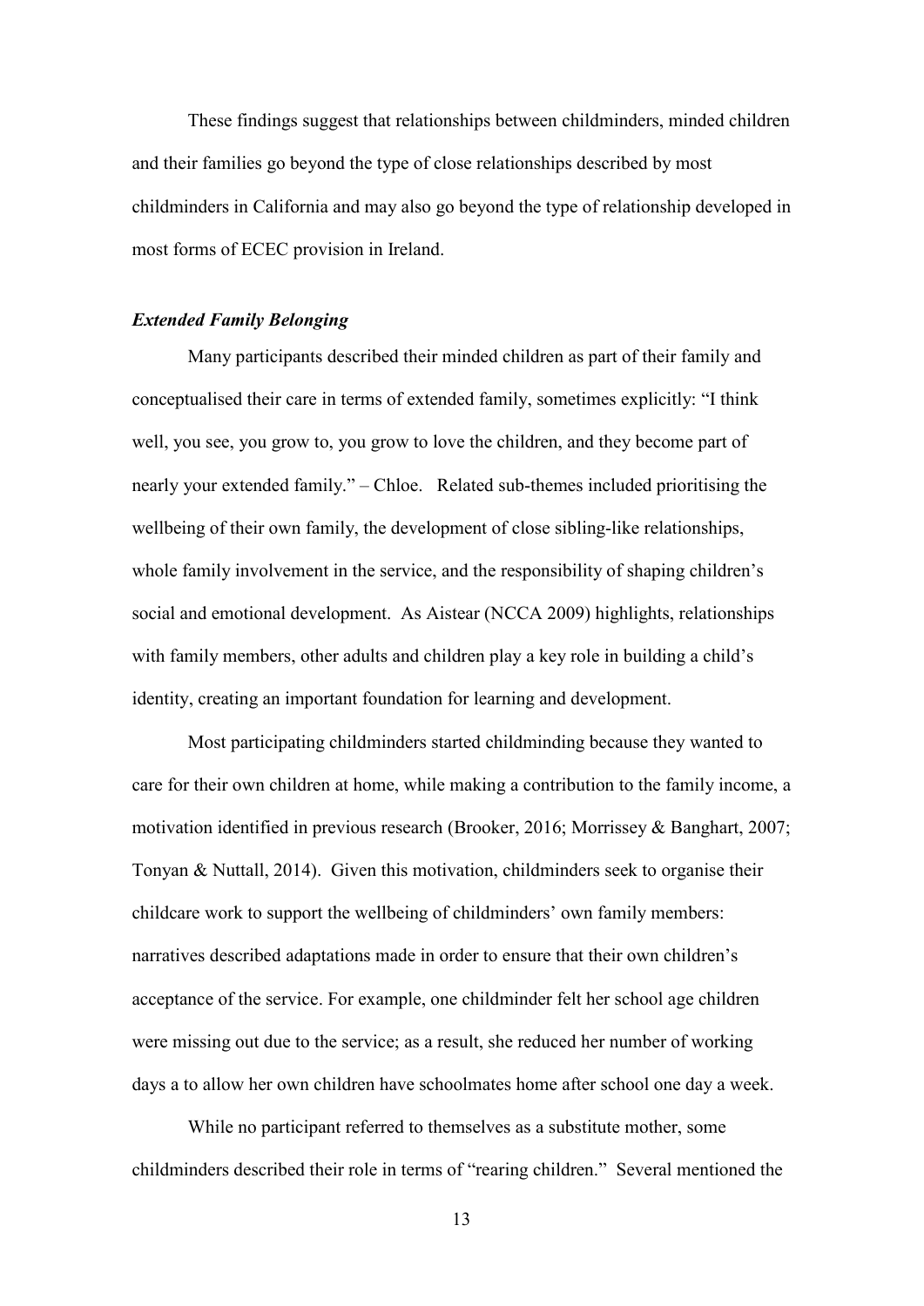These findings suggest that relationships between childminders, minded children and their families go beyond the type of close relationships described by most childminders in California and may also go beyond the type of relationship developed in most forms of ECEC provision in Ireland.

### *Extended Family Belonging*

Many participants described their minded children as part of their family and conceptualised their care in terms of extended family, sometimes explicitly: "I think well, you see, you grow to, you grow to love the children, and they become part of nearly your extended family." – Chloe. Related sub-themes included prioritising the wellbeing of their own family, the development of close sibling-like relationships, whole family involvement in the service, and the responsibility of shaping children's social and emotional development. As Aistear (NCCA 2009) highlights, relationships with family members, other adults and children play a key role in building a child's identity, creating an important foundation for learning and development.

Most participating childminders started childminding because they wanted to care for their own children at home, while making a contribution to the family income, a motivation identified in previous research (Brooker, 2016; Morrissey & Banghart, 2007; Tonyan & Nuttall, 2014). Given this motivation, childminders seek to organise their childcare work to support the wellbeing of childminders' own family members: narratives described adaptations made in order to ensure that their own children's acceptance of the service. For example, one childminder felt her school age children were missing out due to the service; as a result, she reduced her number of working days a to allow her own children have schoolmates home after school one day a week.

While no participant referred to themselves as a substitute mother, some childminders described their role in terms of "rearing children." Several mentioned the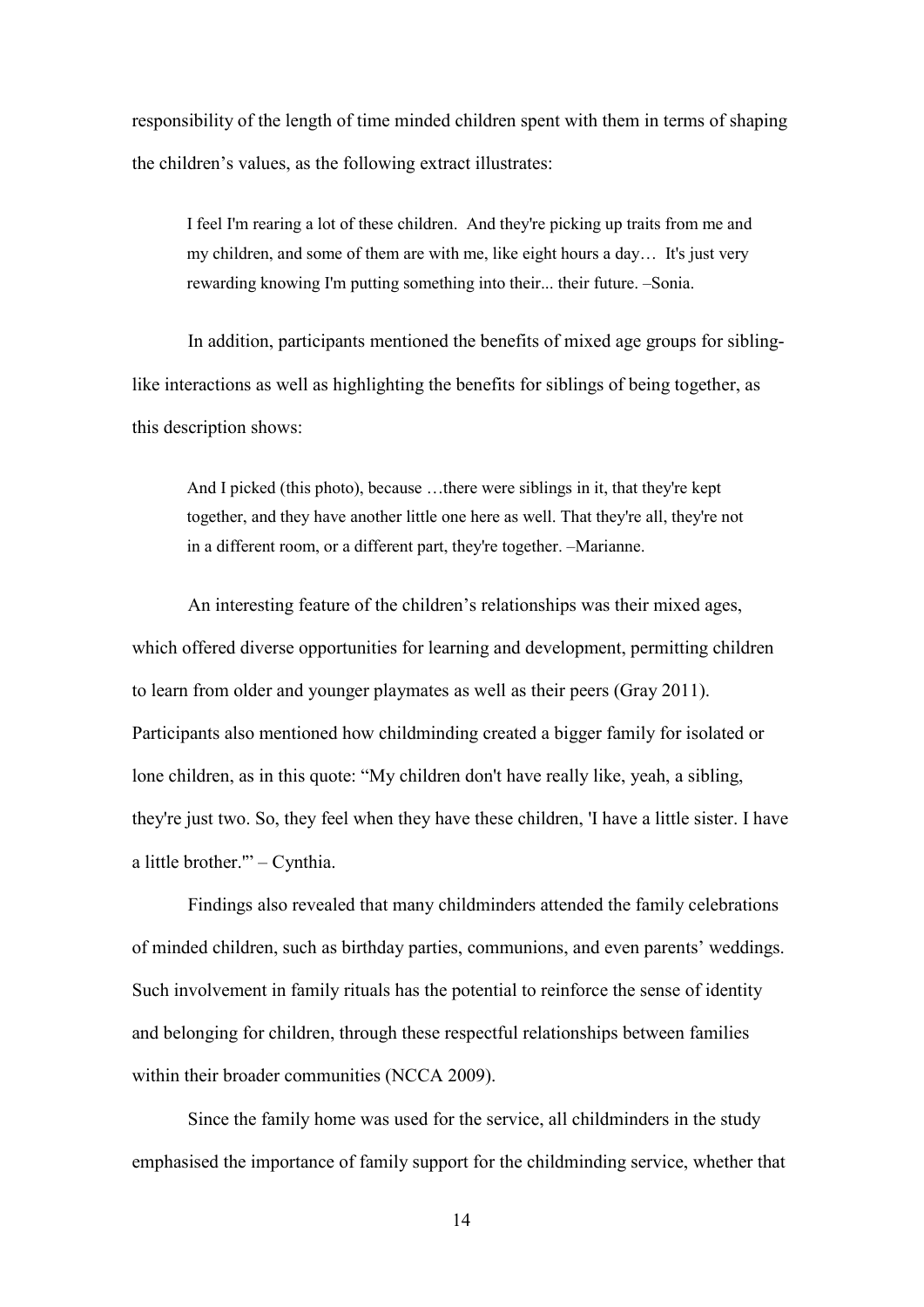responsibility of the length of time minded children spent with them in terms of shaping the children's values, as the following extract illustrates:

> I feel I'm rearing a lot of these children. And they're picking up traits from me and my children, and some of them are with me, like eight hours a day… It's just very rewarding knowing I'm putting something into their... their future. –Sonia.

In addition, participants mentioned the benefits of mixed age groups for sibling-like interactions as well as highlighting the benefits for siblings of being together, as this description shows:

> And I picked (this photo), because …there were siblings in it, that they're kept together, and they have another little one here as well. That they're all, they're not in a different room, or a different part, they're together. –Marianne.

An interesting feature of the children's relationships was their mixed ages, which offered diverse opportunities for learning and development, permitting children to learn from older and younger playmates as well as their peers (Gray 2011). Participants also mentioned how childminding created a bigger family for isolated or lone children, as in this quote: "My children don't have really like, yeah, a sibling, they're just two. So, they feel when they have these children, 'I have a little sister. I have a little brother.'" – Cynthia.

Findings also revealed that many childminders attended the family celebrations of minded children, such as birthday parties, communions, and even parents' weddings. Such involvement in family rituals has the potential to reinforce the sense of identity and belonging for children, through these respectful relationships between families within their broader communities (NCCA 2009).

Since the family home was used for the service, all childminders in the study emphasised the importance of family support for the childminding service, whether that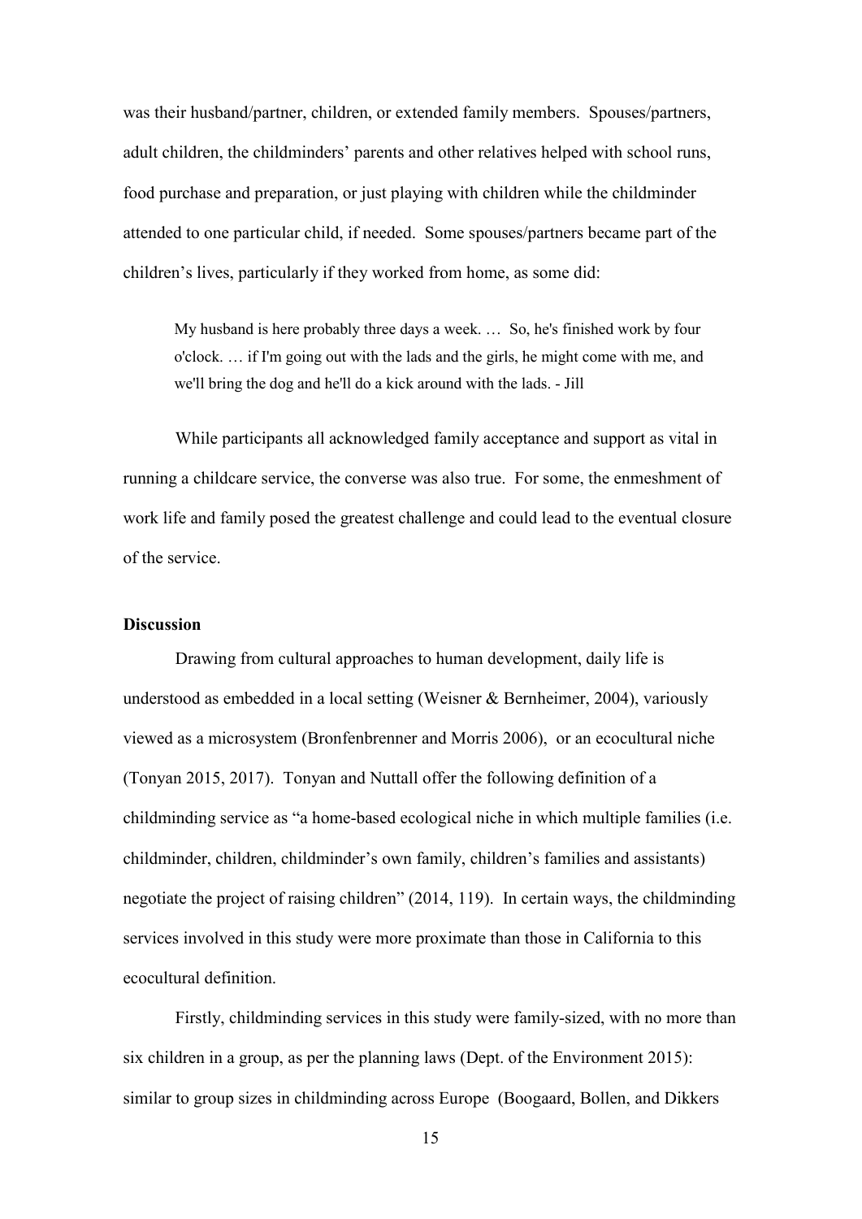was their husband/partner, children, or extended family members. Spouses/partners, adult children, the childminders' parents and other relatives helped with school runs, food purchase and preparation, or just playing with children while the childminder attended to one particular child, if needed. Some spouses/partners became part of the children's lives, particularly if they worked from home, as some did:

> My husband is here probably three days a week. … So, he's finished work by four o'clock. … if I'm going out with the lads and the girls, he might come with me, and we'll bring the dog and he'll do a kick around with the lads. - Jill

While participants all acknowledged family acceptance and support as vital in running a childcare service, the converse was also true. For some, the enmeshment of work life and family posed the greatest challenge and could lead to the eventual closure of the service.

**Discussion**

Drawing from cultural approaches to human development, daily life is understood as embedded in a local setting (Weisner & Bernheimer, 2004), variously viewed as a microsystem (Bronfenbrenner and Morris 2006), or an ecocultural niche (Tonyan 2015, 2017). Tonyan and Nuttall offer the following definition of a childminding service as "a home-based ecological niche in which multiple families (i.e. childminder, children, childminder's own family, children's families and assistants) negotiate the project of raising children" (2014, 119). In certain ways, the childminding services involved in this study were more proximate than those in California to this ecocultural definition.

Firstly, childminding services in this study were family-sized, with no more than six children in a group, as per the planning laws (Dept. of the Environment 2015): similar to group sizes in childminding across Europe (Boogaard, Bollen, and Dikkers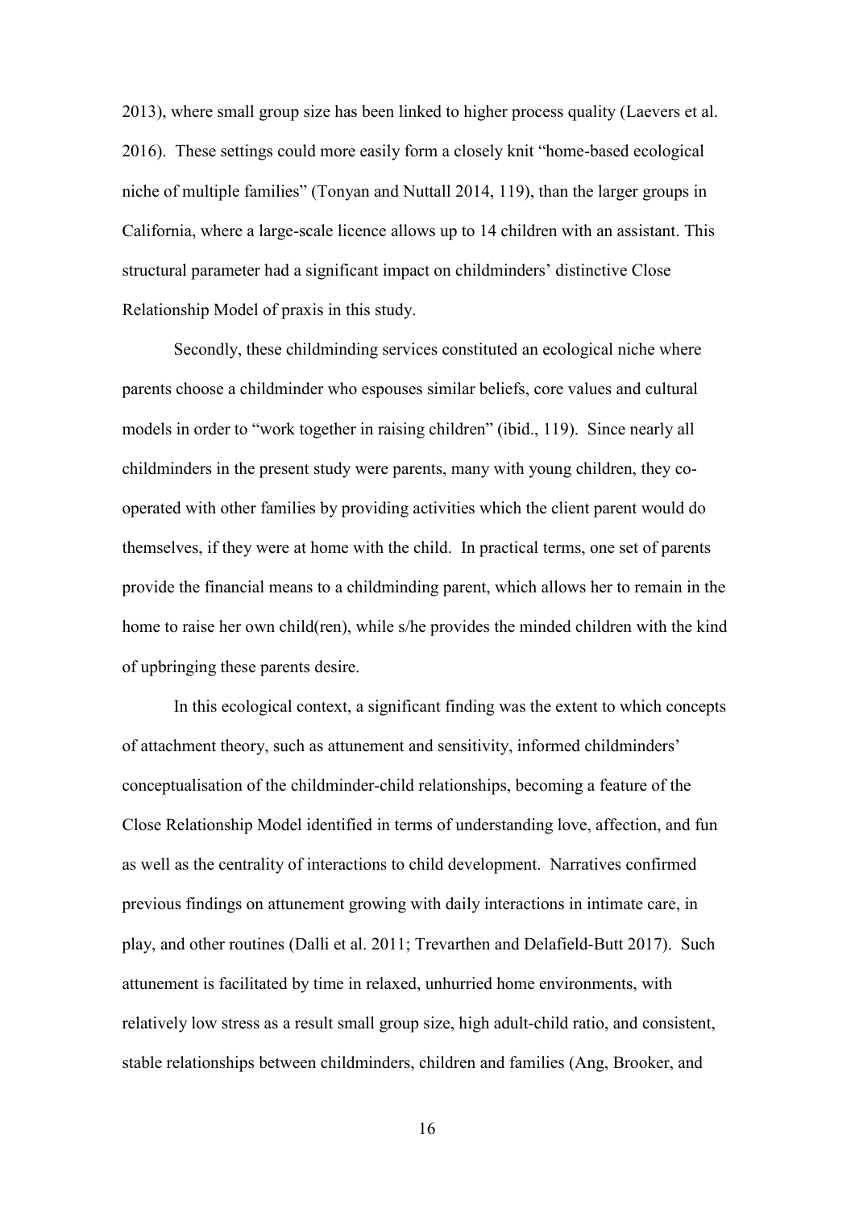2013), where small group size has been linked to higher process quality (Laevers et al. 2016). These settings could more easily form a closely knit "home-based ecological niche of multiple families" (Tonyan and Nuttall 2014, 119), than the larger groups in California, where a large-scale licence allows up to 14 children with an assistant. This structural parameter had a significant impact on childminders' distinctive Close Relationship Model of praxis in this study.

Secondly, these childminding services constituted an ecological niche where parents choose a childminder who espouses similar beliefs, core values and cultural models in order to "work together in raising children" (ibid., 119). Since nearly all childminders in the present study were parents, many with young children, they co-operated with other families by providing activities which the client parent would do themselves, if they were at home with the child. In practical terms, one set of parents provide the financial means to a childminding parent, which allows her to remain in the home to raise her own child(ren), while s/he provides the minded children with the kind of upbringing these parents desire.

In this ecological context, a significant finding was the extent to which concepts of attachment theory, such as attunement and sensitivity, informed childminders' conceptualisation of the childminder-child relationships, becoming a feature of the Close Relationship Model identified in terms of understanding love, affection, and fun as well as the centrality of interactions to child development. Narratives confirmed previous findings on attunement growing with daily interactions in intimate care, in play, and other routines (Dalli et al. 2011; Trevarthen and Delafield-Butt 2017). Such attunement is facilitated by time in relaxed, unhurried home environments, with relatively low stress as a result small group size, high adult-child ratio, and consistent, stable relationships between childminders, children and families (Ang, Brooker, and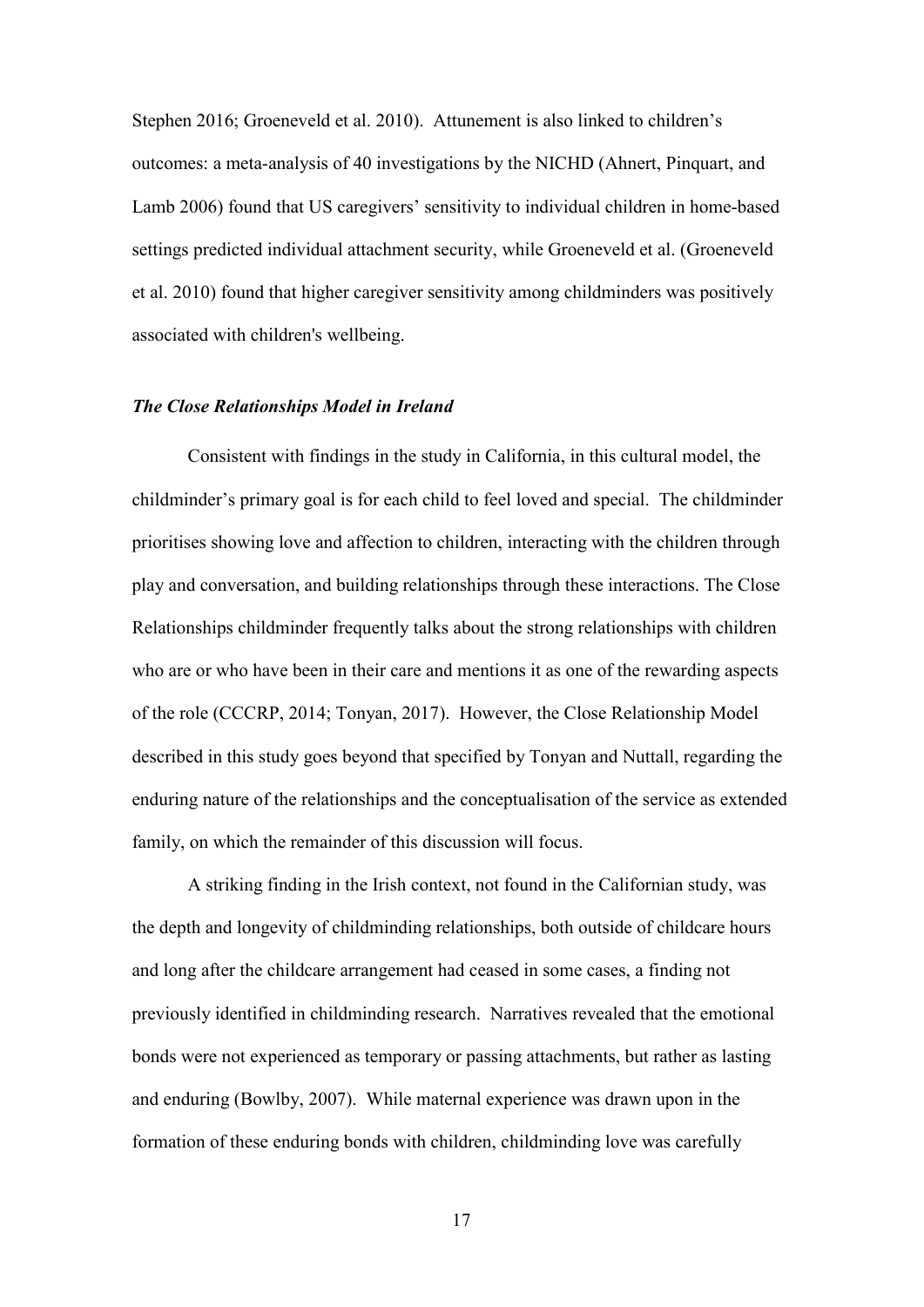Stephen 2016; Groeneveld et al. 2010). Attunement is also linked to children's outcomes: a meta-analysis of 40 investigations by the NICHD (Ahnert, Pinquart, and Lamb 2006) found that US caregivers' sensitivity to individual children in home-based settings predicted individual attachment security, while Groeneveld et al. (Groeneveld et al. 2010) found that higher caregiver sensitivity among childminders was positively associated with children's wellbeing.

### *The Close Relationships Model in Ireland*

Consistent with findings in the study in California, in this cultural model, the childminder's primary goal is for each child to feel loved and special. The childminder prioritises showing love and affection to children, interacting with the children through play and conversation, and building relationships through these interactions. The Close Relationships childminder frequently talks about the strong relationships with children who are or who have been in their care and mentions it as one of the rewarding aspects of the role (CCCRP, 2014; Tonyan, 2017). However, the Close Relationship Model described in this study goes beyond that specified by Tonyan and Nuttall, regarding the enduring nature of the relationships and the conceptualisation of the service as extended family, on which the remainder of this discussion will focus.

A striking finding in the Irish context, not found in the Californian study, was the depth and longevity of childminding relationships, both outside of childcare hours and long after the childcare arrangement had ceased in some cases, a finding not previously identified in childminding research. Narratives revealed that the emotional bonds were not experienced as temporary or passing attachments, but rather as lasting and enduring (Bowlby, 2007). While maternal experience was drawn upon in the formation of these enduring bonds with children, childminding love was carefully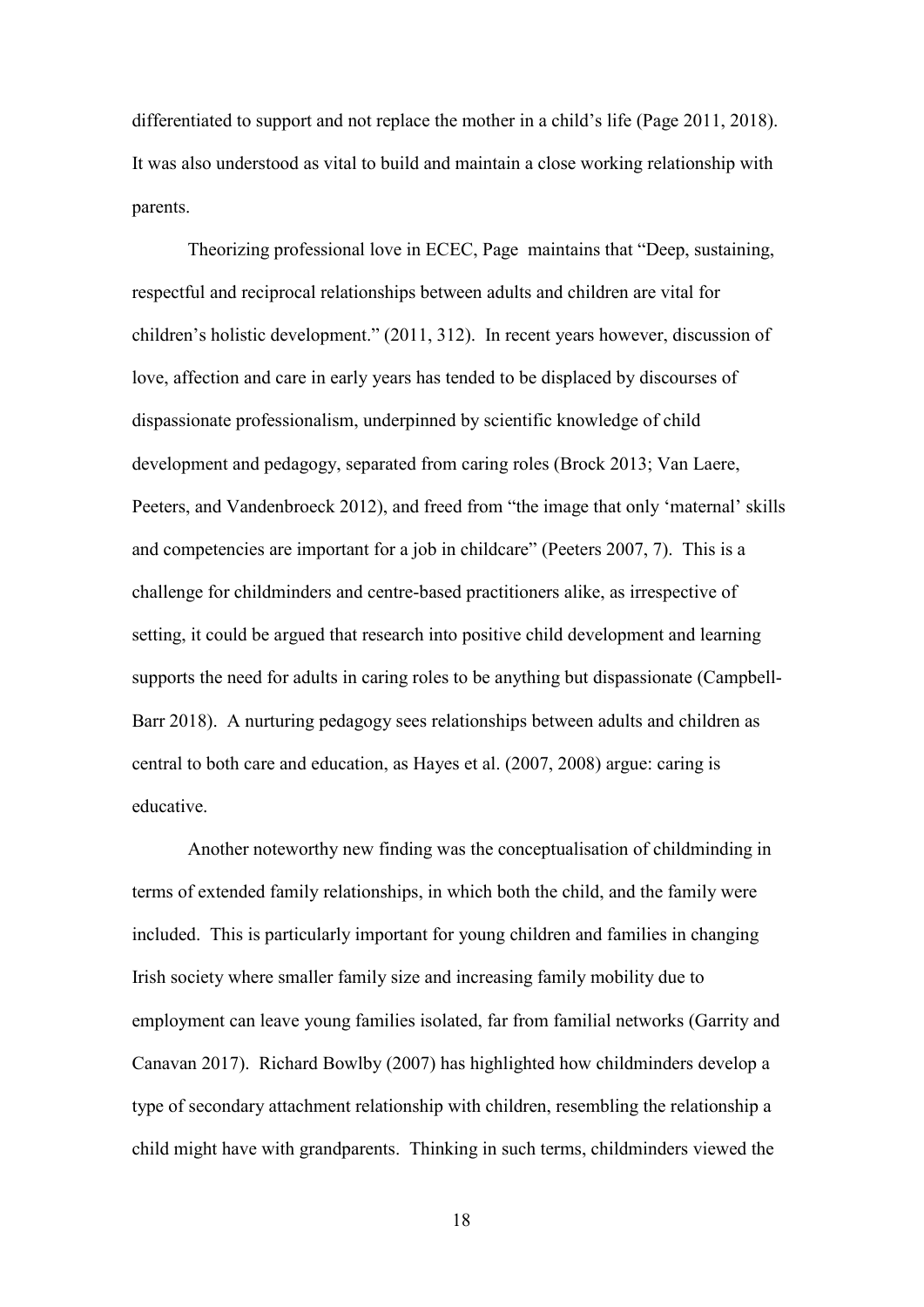differentiated to support and not replace the mother in a child's life (Page 2011, 2018). It was also understood as vital to build and maintain a close working relationship with parents.

Theorizing professional love in ECEC, Page maintains that "Deep, sustaining, respectful and reciprocal relationships between adults and children are vital for children's holistic development." (2011, 312). In recent years however, discussion of love, affection and care in early years has tended to be displaced by discourses of dispassionate professionalism, underpinned by scientific knowledge of child development and pedagogy, separated from caring roles (Brock 2013; Van Laere, Peeters, and Vandenbroeck 2012), and freed from "the image that only 'maternal' skills and competencies are important for a job in childcare" (Peeters 2007, 7). This is a challenge for childminders and centre-based practitioners alike, as irrespective of setting, it could be argued that research into positive child development and learning supports the need for adults in caring roles to be anything but dispassionate (Campbell-Barr 2018). A nurturing pedagogy sees relationships between adults and children as central to both care and education, as Hayes et al. (2007, 2008) argue: caring is educative.

Another noteworthy new finding was the conceptualisation of childminding in terms of extended family relationships, in which both the child, and the family were included. This is particularly important for young children and families in changing Irish society where smaller family size and increasing family mobility due to employment can leave young families isolated, far from familial networks (Garrity and Canavan 2017). Richard Bowlby (2007) has highlighted how childminders develop a type of secondary attachment relationship with children, resembling the relationship a child might have with grandparents. Thinking in such terms, childminders viewed the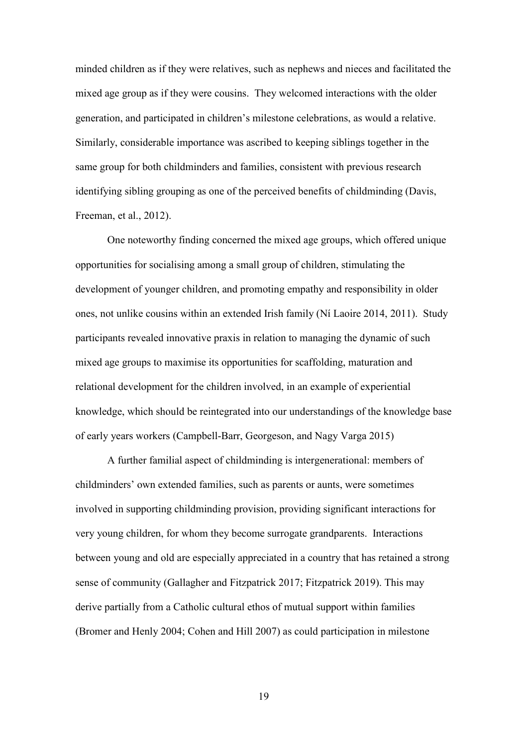minded children as if they were relatives, such as nephews and nieces and facilitated the mixed age group as if they were cousins. They welcomed interactions with the older generation, and participated in children's milestone celebrations, as would a relative. Similarly, considerable importance was ascribed to keeping siblings together in the same group for both childminders and families, consistent with previous research identifying sibling grouping as one of the perceived benefits of childminding (Davis, Freeman, et al., 2012).

One noteworthy finding concerned the mixed age groups, which offered unique opportunities for socialising among a small group of children, stimulating the development of younger children, and promoting empathy and responsibility in older ones, not unlike cousins within an extended Irish family (Ní Laoire 2014, 2011). Study participants revealed innovative praxis in relation to managing the dynamic of such mixed age groups to maximise its opportunities for scaffolding, maturation and relational development for the children involved, in an example of experiential knowledge, which should be reintegrated into our understandings of the knowledge base of early years workers (Campbell-Barr, Georgeson, and Nagy Varga 2015)

A further familial aspect of childminding is intergenerational: members of childminders' own extended families, such as parents or aunts, were sometimes involved in supporting childminding provision, providing significant interactions for very young children, for whom they become surrogate grandparents. Interactions between young and old are especially appreciated in a country that has retained a strong sense of community (Gallagher and Fitzpatrick 2017; Fitzpatrick 2019). This may derive partially from a Catholic cultural ethos of mutual support within families (Bromer and Henly 2004; Cohen and Hill 2007) as could participation in milestone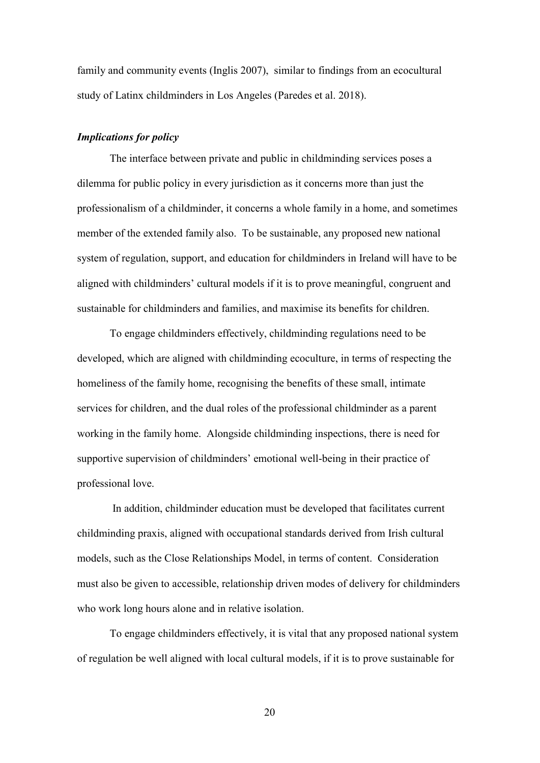family and community events (Inglis 2007), similar to findings from an ecocultural study of Latinx childminders in Los Angeles (Paredes et al. 2018).

### *Implications for policy*

The interface between private and public in childminding services poses a dilemma for public policy in every jurisdiction as it concerns more than just the professionalism of a childminder, it concerns a whole family in a home, and sometimes member of the extended family also. To be sustainable, any proposed new national system of regulation, support, and education for childminders in Ireland will have to be aligned with childminders' cultural models if it is to prove meaningful, congruent and sustainable for childminders and families, and maximise its benefits for children.

To engage childminders effectively, childminding regulations need to be developed, which are aligned with childminding ecoculture, in terms of respecting the homeliness of the family home, recognising the benefits of these small, intimate services for children, and the dual roles of the professional childminder as a parent working in the family home. Alongside childminding inspections, there is need for supportive supervision of childminders' emotional well-being in their practice of professional love.

In addition, childminder education must be developed that facilitates current childminding praxis, aligned with occupational standards derived from Irish cultural models, such as the Close Relationships Model, in terms of content. Consideration must also be given to accessible, relationship driven modes of delivery for childminders who work long hours alone and in relative isolation.

To engage childminders effectively, it is vital that any proposed national system of regulation be well aligned with local cultural models, if it is to prove sustainable for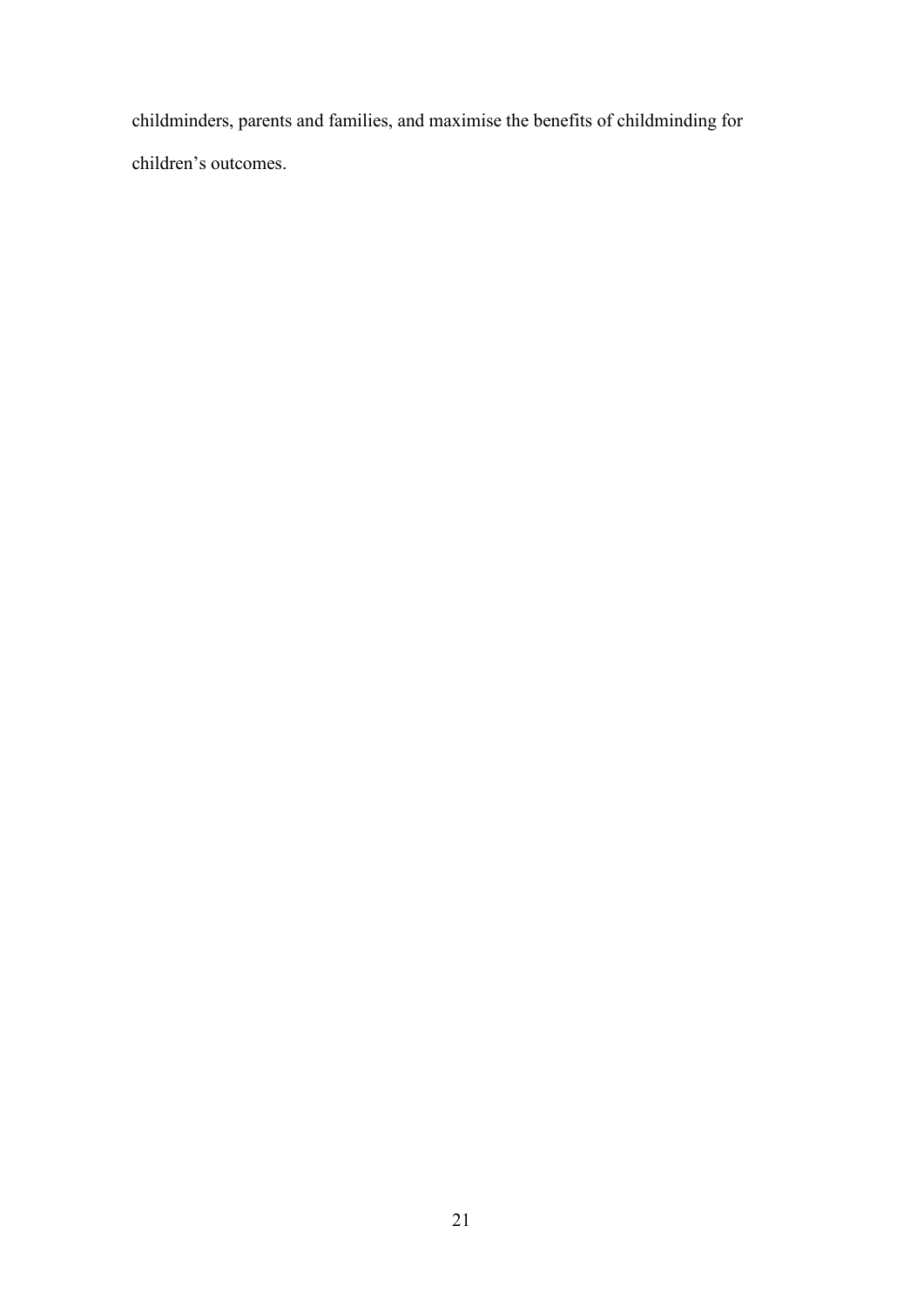childminders, parents and families, and maximise the benefits of childminding for children's outcomes.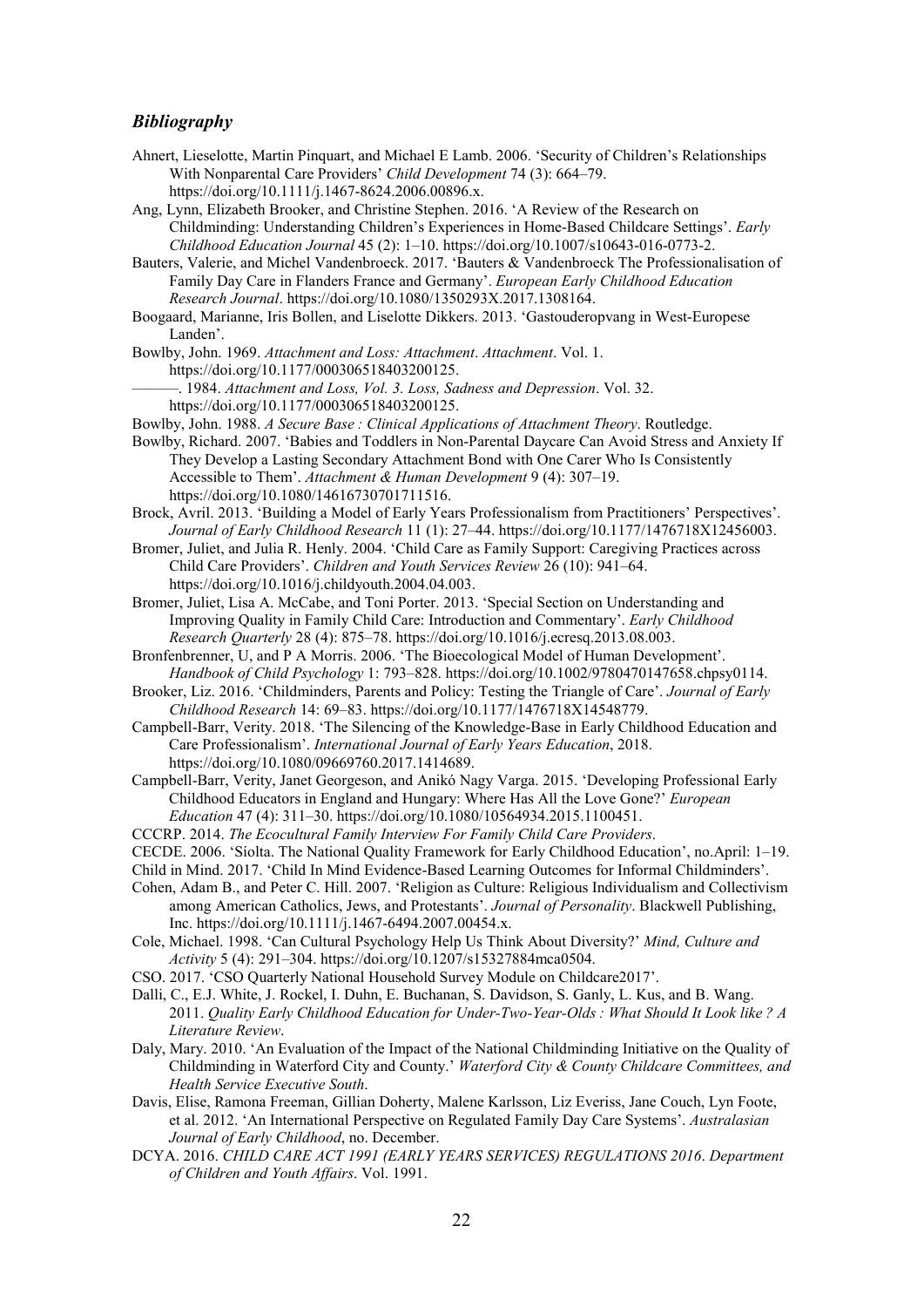### *Bibliography*

Ahnert, Lieselotte, Martin Pinquart, and Michael E Lamb. 2006. 'Security of Children's Relationships With Nonparental Care Providers' *Child Development* 74 (3): 664–79. https://doi.org/10.1111/j.1467-8624.2006.00896.x.

Ang, Lynn, Elizabeth Brooker, and Christine Stephen. 2016. 'A Review of the Research on Childminding: Understanding Children's Experiences in Home-Based Childcare Settings'. *Early Childhood Education Journal* 45 (2): 1–10. https://doi.org/10.1007/s10643-016-0773-2.

Bauters, Valerie, and Michel Vandenbroeck. 2017. 'Bauters & Vandenbroeck The Professionalisation of Family Day Care in Flanders France and Germany'. *European Early Childhood Education Research Journal*. https://doi.org/10.1080/1350293X.2017.1308164.

Boogaard, Marianne, Iris Bollen, and Liselotte Dikkers. 2013. 'Gastouderopvang in West-Europese Landen'.

Bowlby, John. 1969. *Attachment and Loss: Attachment*. *Attachment*. Vol. 1. https://doi.org/10.1177/000306518403200125.

———. 1984. *Attachment and Loss, Vol. 3. Loss, Sadness and Depression*. Vol. 32. https://doi.org/10.1177/000306518403200125.

Bowlby, John. 1988. *A Secure Base : Clinical Applications of Attachment Theory*. Routledge.

Bowlby, Richard. 2007. 'Babies and Toddlers in Non-Parental Daycare Can Avoid Stress and Anxiety If They Develop a Lasting Secondary Attachment Bond with One Carer Who Is Consistently Accessible to Them'. *Attachment & Human Development* 9 (4): 307–19. https://doi.org/10.1080/14616730701711516.

Brock, Avril. 2013. 'Building a Model of Early Years Professionalism from Practitioners' Perspectives'. *Journal of Early Childhood Research* 11 (1): 27–44. https://doi.org/10.1177/1476718X12456003.

Bromer, Juliet, and Julia R. Henly. 2004. 'Child Care as Family Support: Caregiving Practices across Child Care Providers'. *Children and Youth Services Review* 26 (10): 941–64. https://doi.org/10.1016/j.childyouth.2004.04.003.

Bromer, Juliet, Lisa A. McCabe, and Toni Porter. 2013. 'Special Section on Understanding and Improving Quality in Family Child Care: Introduction and Commentary'. *Early Childhood Research Quarterly* 28 (4): 875–78. https://doi.org/10.1016/j.ecresq.2013.08.003.

Bronfenbrenner, U, and P A Morris. 2006. 'The Bioecological Model of Human Development'. *Handbook of Child Psychology* 1: 793–828. https://doi.org/10.1002/9780470147658.chpsy0114.

Brooker, Liz. 2016. 'Childminders, Parents and Policy: Testing the Triangle of Care'. *Journal of Early Childhood Research* 14: 69–83. https://doi.org/10.1177/1476718X14548779.

Campbell-Barr, Verity. 2018. 'The Silencing of the Knowledge-Base in Early Childhood Education and Care Professionalism'. *International Journal of Early Years Education*, 2018. https://doi.org/10.1080/09669760.2017.1414689.

Campbell-Barr, Verity, Janet Georgeson, and Anikó Nagy Varga. 2015. 'Developing Professional Early Childhood Educators in England and Hungary: Where Has All the Love Gone?' *European Education* 47 (4): 311–30. https://doi.org/10.1080/10564934.2015.1100451.

CCCRP. 2014. *The Ecocultural Family Interview For Family Child Care Providers*.

CECDE. 2006. 'Síolta. The National Quality Framework for Early Childhood Education', no.April: 1–19.

Child in Mind. 2017. 'Child In Mind Evidence-Based Learning Outcomes for Informal Childminders'.

Cohen, Adam B., and Peter C. Hill. 2007. 'Religion as Culture: Religious Individualism and Collectivism among American Catholics, Jews, and Protestants'. *Journal of Personality*. Blackwell Publishing, Inc. https://doi.org/10.1111/j.1467-6494.2007.00454.x.

Cole, Michael. 1998. 'Can Cultural Psychology Help Us Think About Diversity?' *Mind, Culture and Activity* 5 (4): 291–304. https://doi.org/10.1207/s15327884mca0504.

CSO. 2017. 'CSO Quarterly National Household Survey Module on Childcare2017'.

Dalli, C., E.J. White, J. Rockel, I. Duhn, E. Buchanan, S. Davidson, S. Ganly, L. Kus, and B. Wang. 2011. *Quality Early Childhood Education for Under-Two-Year-Olds : What Should It Look like ? A Literature Review*.

Daly, Mary. 2010. 'An Evaluation of the Impact of the National Childminding Initiative on the Quality of Childminding in Waterford City and County.' *Waterford City & County Childcare Committees, and Health Service Executive South*.

Davis, Elise, Ramona Freeman, Gillian Doherty, Malene Karlsson, Liz Everiss, Jane Couch, Lyn Foote, et al. 2012. 'An International Perspective on Regulated Family Day Care Systems'. *Australasian Journal of Early Childhood*, no. December.

DCYA. 2016. *CHILD CARE ACT 1991 (EARLY YEARS SERVICES) REGULATIONS 2016*. *Department of Children and Youth Affairs*. Vol. 1991.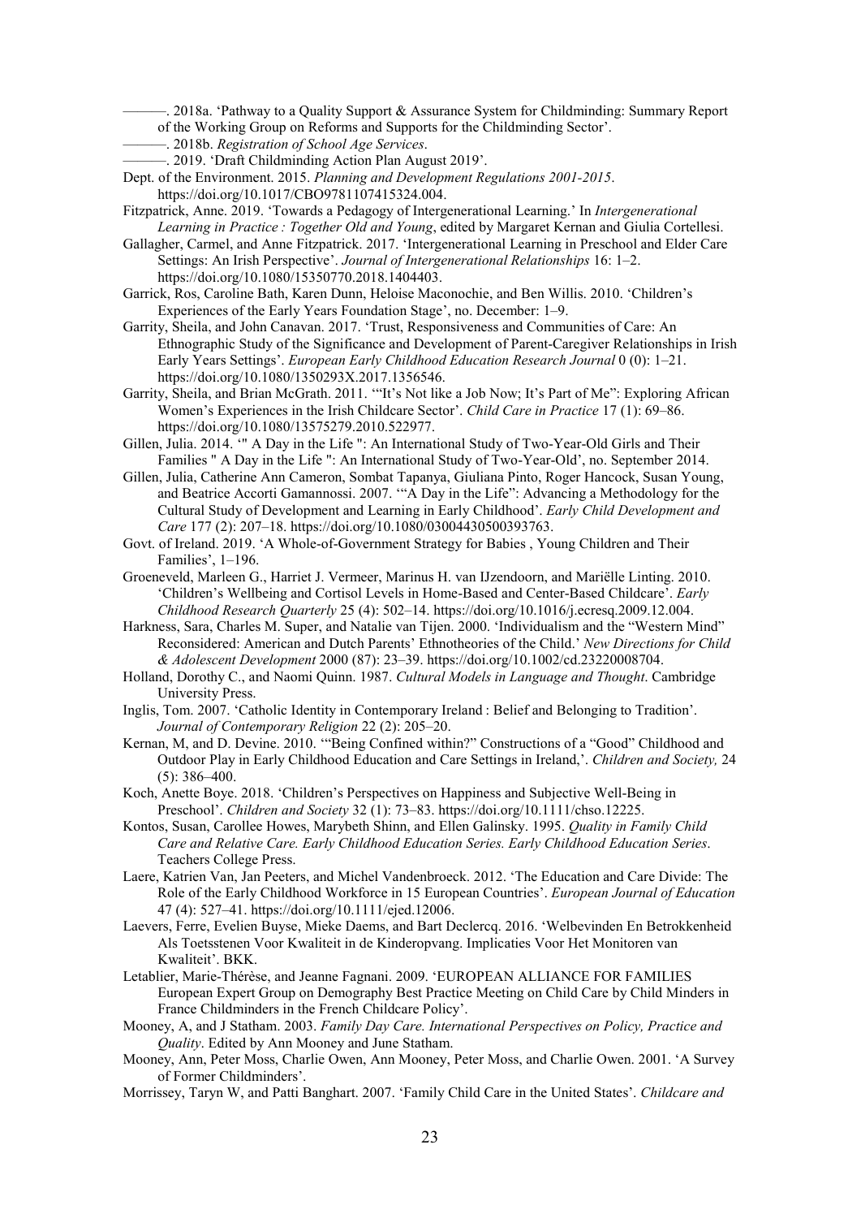———. 2018a. 'Pathway to a Quality Support & Assurance System for Childminding: Summary Report of the Working Group on Reforms and Supports for the Childminding Sector'.

———. 2018b. *Registration of School Age Services*.

———. 2019. 'Draft Childminding Action Plan August 2019'.

Dept. of the Environment. 2015. *Planning and Development Regulations 2001-2015*. https://doi.org/10.1017/CBO9781107415324.004.

Fitzpatrick, Anne. 2019. 'Towards a Pedagogy of Intergenerational Learning.' In *Intergenerational Learning in Practice : Together Old and Young*, edited by Margaret Kernan and Giulia Cortellesi.

Gallagher, Carmel, and Anne Fitzpatrick. 2017. 'Intergenerational Learning in Preschool and Elder Care Settings: An Irish Perspective'. *Journal of Intergenerational Relationships* 16: 1–2. https://doi.org/10.1080/15350770.2018.1404403.

Garrick, Ros, Caroline Bath, Karen Dunn, Heloise Maconochie, and Ben Willis. 2010. 'Children's Experiences of the Early Years Foundation Stage', no. December: 1–9.

Garrity, Sheila, and John Canavan. 2017. 'Trust, Responsiveness and Communities of Care: An Ethnographic Study of the Significance and Development of Parent-Caregiver Relationships in Irish Early Years Settings'. *European Early Childhood Education Research Journal* 0 (0): 1–21. https://doi.org/10.1080/1350293X.2017.1356546.

Garrity, Sheila, and Brian McGrath. 2011. '"It's Not like a Job Now; It's Part of Me": Exploring African Women's Experiences in the Irish Childcare Sector'. *Child Care in Practice* 17 (1): 69–86. https://doi.org/10.1080/13575279.2010.522977.

Gillen, Julia. 2014. '" A Day in the Life ": An International Study of Two-Year-Old Girls and Their Families " A Day in the Life ": An International Study of Two-Year-Old', no. September 2014.

Gillen, Julia, Catherine Ann Cameron, Sombat Tapanya, Giuliana Pinto, Roger Hancock, Susan Young, and Beatrice Accorti Gamannossi. 2007. '"A Day in the Life": Advancing a Methodology for the Cultural Study of Development and Learning in Early Childhood'. *Early Child Development and Care* 177 (2): 207–18. https://doi.org/10.1080/03004430500393763.

Govt. of Ireland. 2019. 'A Whole-of-Government Strategy for Babies , Young Children and Their Families', 1–196.

Groeneveld, Marleen G., Harriet J. Vermeer, Marinus H. van IJzendoorn, and Mariëlle Linting. 2010. 'Children's Wellbeing and Cortisol Levels in Home-Based and Center-Based Childcare'. *Early Childhood Research Quarterly* 25 (4): 502–14. https://doi.org/10.1016/j.ecresq.2009.12.004.

Harkness, Sara, Charles M. Super, and Natalie van Tijen. 2000. 'Individualism and the "Western Mind" Reconsidered: American and Dutch Parents' Ethnotheories of the Child.' *New Directions for Child & Adolescent Development* 2000 (87): 23–39. https://doi.org/10.1002/cd.23220008704.

Holland, Dorothy C., and Naomi Quinn. 1987. *Cultural Models in Language and Thought*. Cambridge University Press.

Inglis, Tom. 2007. 'Catholic Identity in Contemporary Ireland : Belief and Belonging to Tradition'. *Journal of Contemporary Religion* 22 (2): 205–20.

Kernan, M, and D. Devine. 2010. '"Being Confined within?" Constructions of a "Good" Childhood and Outdoor Play in Early Childhood Education and Care Settings in Ireland,'. *Children and Society,* 24 (5): 386–400.

Koch, Anette Boye. 2018. 'Children's Perspectives on Happiness and Subjective Well-Being in Preschool'. *Children and Society* 32 (1): 73–83. https://doi.org/10.1111/chso.12225.

Kontos, Susan, Carollee Howes, Marybeth Shinn, and Ellen Galinsky. 1995. *Quality in Family Child Care and Relative Care. Early Childhood Education Series. Early Childhood Education Series*. Teachers College Press.

Laere, Katrien Van, Jan Peeters, and Michel Vandenbroeck. 2012. 'The Education and Care Divide: The Role of the Early Childhood Workforce in 15 European Countries'. *European Journal of Education* 47 (4): 527–41. https://doi.org/10.1111/ejed.12006.

Laevers, Ferre, Evelien Buyse, Mieke Daems, and Bart Declercq. 2016. 'Welbevinden En Betrokkenheid Als Toetsstenen Voor Kwaliteit in de Kinderopvang. Implicaties Voor Het Monitoren van Kwaliteit'. BKK.

Letablier, Marie-Thérèse, and Jeanne Fagnani. 2009. 'EUROPEAN ALLIANCE FOR FAMILIES European Expert Group on Demography Best Practice Meeting on Child Care by Child Minders in France Childminders in the French Childcare Policy'.

Mooney, A, and J Statham. 2003. *Family Day Care. International Perspectives on Policy, Practice and Quality*. Edited by Ann Mooney and June Statham.

Mooney, Ann, Peter Moss, Charlie Owen, Ann Mooney, Peter Moss, and Charlie Owen. 2001. 'A Survey of Former Childminders'.

Morrissey, Taryn W, and Patti Banghart. 2007. 'Family Child Care in the United States'. *Childcare and*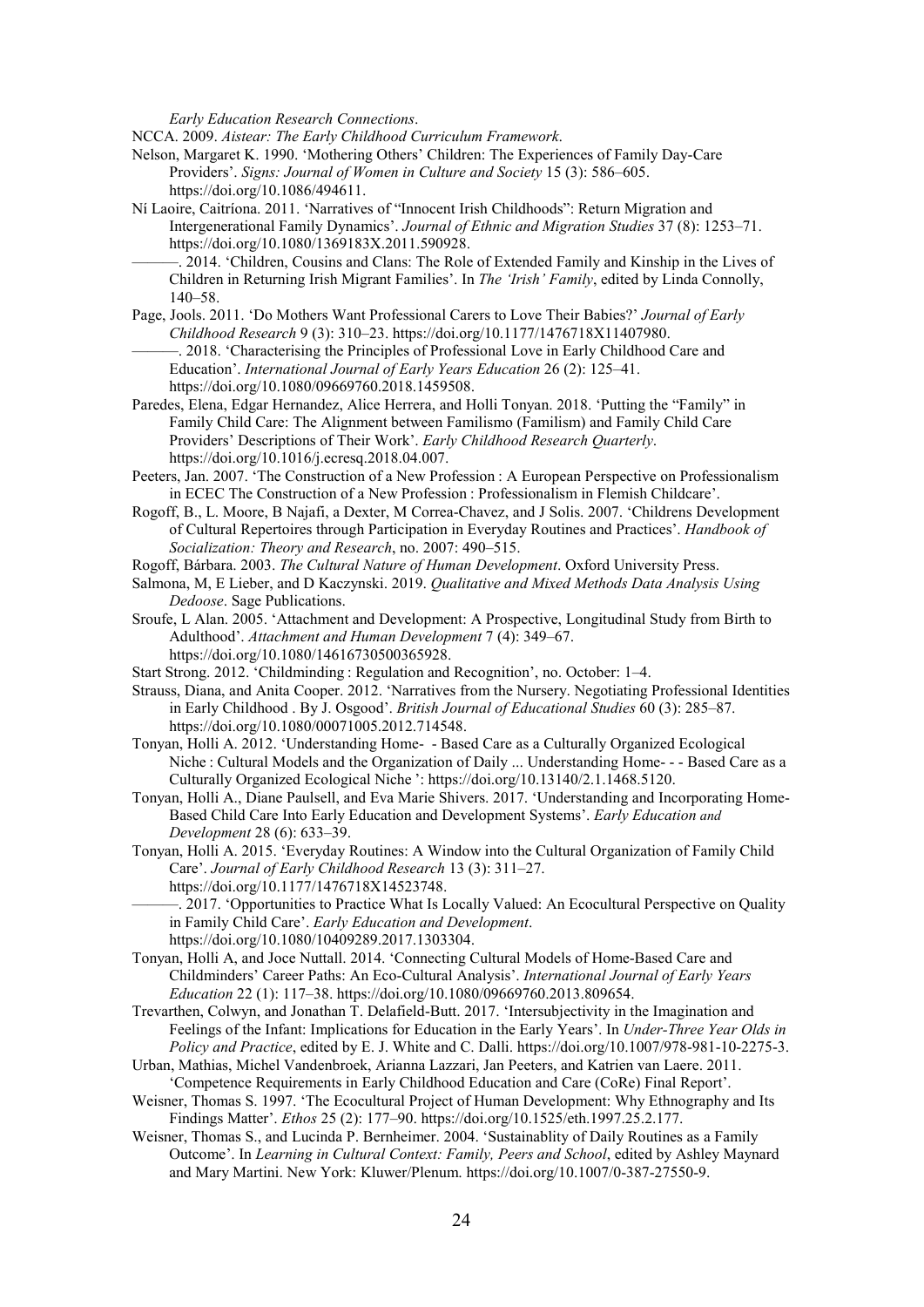*Early Education Research Connections*.

NCCA. 2009. *Aistear: The Early Childhood Curriculum Framework*.

Nelson, Margaret K. 1990. 'Mothering Others' Children: The Experiences of Family Day-Care Providers'. *Signs: Journal of Women in Culture and Society* 15 (3): 586–605. https://doi.org/10.1086/494611.

Ní Laoire, Caitríona. 2011. 'Narratives of "Innocent Irish Childhoods": Return Migration and Intergenerational Family Dynamics'. *Journal of Ethnic and Migration Studies* 37 (8): 1253–71. https://doi.org/10.1080/1369183X.2011.590928.

———. 2014. 'Children, Cousins and Clans: The Role of Extended Family and Kinship in the Lives of Children in Returning Irish Migrant Families'. In *The 'Irish' Family*, edited by Linda Connolly, 140–58.

Page, Jools. 2011. 'Do Mothers Want Professional Carers to Love Their Babies?' *Journal of Early Childhood Research* 9 (3): 310–23. https://doi.org/10.1177/1476718X11407980.

———. 2018. 'Characterising the Principles of Professional Love in Early Childhood Care and Education'. *International Journal of Early Years Education* 26 (2): 125–41. https://doi.org/10.1080/09669760.2018.1459508.

Paredes, Elena, Edgar Hernandez, Alice Herrera, and Holli Tonyan. 2018. 'Putting the "Family" in Family Child Care: The Alignment between Familismo (Familism) and Family Child Care Providers' Descriptions of Their Work'. *Early Childhood Research Quarterly*. https://doi.org/10.1016/j.ecresq.2018.04.007.

Peeters, Jan. 2007. 'The Construction of a New Profession : A European Perspective on Professionalism in ECEC The Construction of a New Profession : Professionalism in Flemish Childcare'.

Rogoff, B., L. Moore, B Najafi, a Dexter, M Correa-Chavez, and J Solis. 2007. 'Childrens Development of Cultural Repertoires through Participation in Everyday Routines and Practices'. *Handbook of Socialization: Theory and Research*, no. 2007: 490–515.

Rogoff, Bárbara. 2003. *The Cultural Nature of Human Development*. Oxford University Press.

Salmona, M, E Lieber, and D Kaczynski. 2019. *Qualitative and Mixed Methods Data Analysis Using Dedoose*. Sage Publications.

Sroufe, L Alan. 2005. 'Attachment and Development: A Prospective, Longitudinal Study from Birth to Adulthood'. *Attachment and Human Development* 7 (4): 349–67. https://doi.org/10.1080/14616730500365928.

Start Strong. 2012. 'Childminding : Regulation and Recognition', no. October: 1–4.

Strauss, Diana, and Anita Cooper. 2012. 'Narratives from the Nursery. Negotiating Professional Identities in Early Childhood . By J. Osgood'. *British Journal of Educational Studies* 60 (3): 285–87. https://doi.org/10.1080/00071005.2012.714548.

Tonyan, Holli A. 2012. 'Understanding Home- - Based Care as a Culturally Organized Ecological Niche : Cultural Models and the Organization of Daily ... Understanding Home- - - Based Care as a Culturally Organized Ecological Niche ': https://doi.org/10.13140/2.1.1468.5120.

Tonyan, Holli A., Diane Paulsell, and Eva Marie Shivers. 2017. 'Understanding and Incorporating Home-Based Child Care Into Early Education and Development Systems'. *Early Education and Development* 28 (6): 633–39.

Tonyan, Holli A. 2015. 'Everyday Routines: A Window into the Cultural Organization of Family Child Care'. *Journal of Early Childhood Research* 13 (3): 311–27. https://doi.org/10.1177/1476718X14523748.

———. 2017. 'Opportunities to Practice What Is Locally Valued: An Ecocultural Perspective on Quality in Family Child Care'. *Early Education and Development*. https://doi.org/10.1080/10409289.2017.1303304.

Tonyan, Holli A, and Joce Nuttall. 2014. 'Connecting Cultural Models of Home-Based Care and Childminders' Career Paths: An Eco-Cultural Analysis'. *International Journal of Early Years Education* 22 (1): 117–38. https://doi.org/10.1080/09669760.2013.809654.

Trevarthen, Colwyn, and Jonathan T. Delafield-Butt. 2017. 'Intersubjectivity in the Imagination and Feelings of the Infant: Implications for Education in the Early Years'. In *Under-Three Year Olds in Policy and Practice*, edited by E. J. White and C. Dalli. https://doi.org/10.1007/978-981-10-2275-3.

Urban, Mathias, Michel Vandenbroek, Arianna Lazzari, Jan Peeters, and Katrien van Laere. 2011. 'Competence Requirements in Early Childhood Education and Care (CoRe) Final Report'.

Weisner, Thomas S. 1997. 'The Ecocultural Project of Human Development: Why Ethnography and Its Findings Matter'. *Ethos* 25 (2): 177–90. https://doi.org/10.1525/eth.1997.25.2.177.

Weisner, Thomas S., and Lucinda P. Bernheimer. 2004. 'Sustainablity of Daily Routines as a Family Outcome'. In *Learning in Cultural Context: Family, Peers and School*, edited by Ashley Maynard and Mary Martini. New York: Kluwer/Plenum. https://doi.org/10.1007/0-387-27550-9.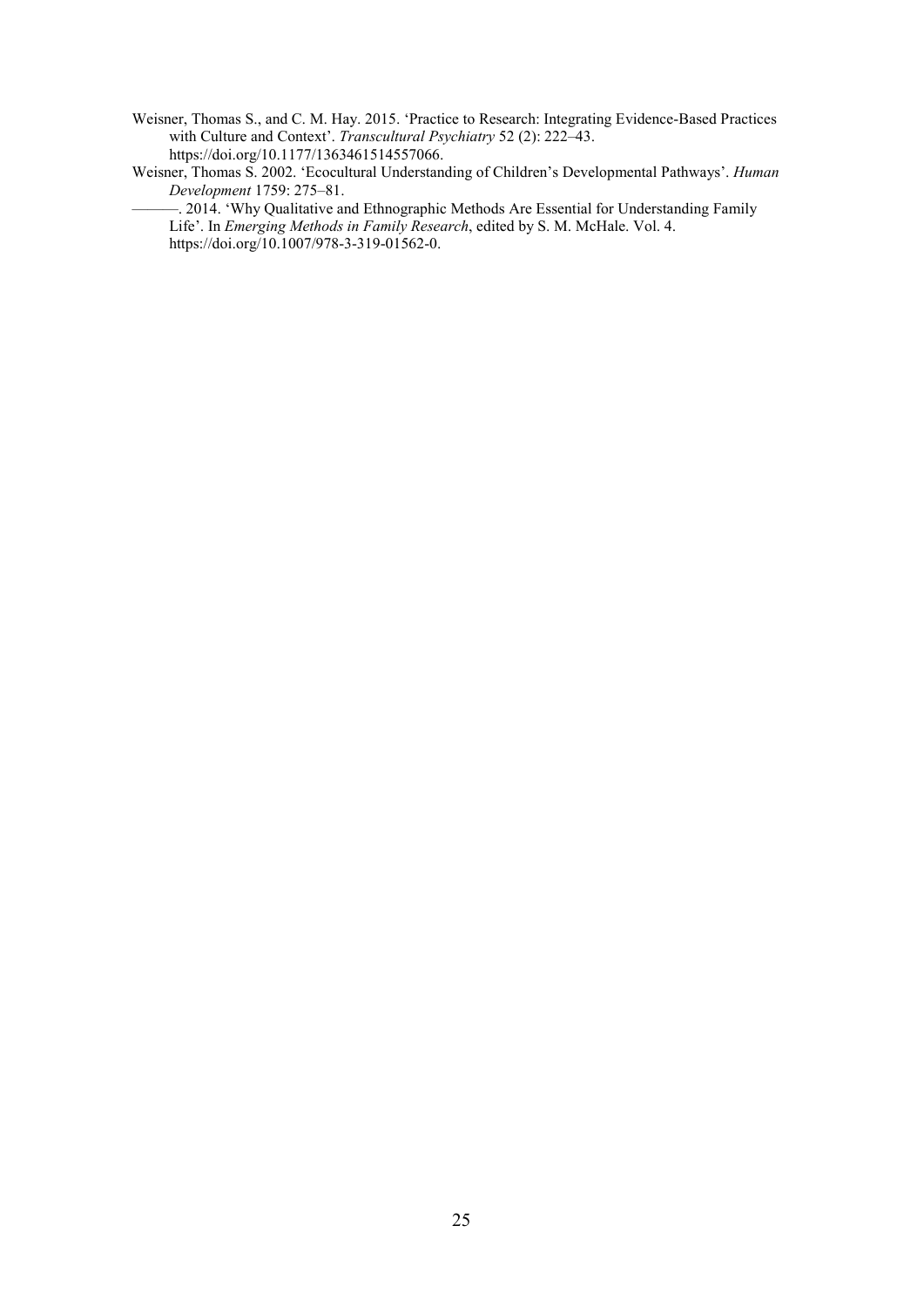Weisner, Thomas S., and C. M. Hay. 2015. 'Practice to Research: Integrating Evidence-Based Practices with Culture and Context'. *Transcultural Psychiatry* 52 (2): 222–43. https://doi.org/10.1177/1363461514557066.

Weisner, Thomas S. 2002. 'Ecocultural Understanding of Children's Developmental Pathways'. *Human Development* 1759: 275–81.

———. 2014. 'Why Qualitative and Ethnographic Methods Are Essential for Understanding Family Life'. In *Emerging Methods in Family Research*, edited by S. M. McHale. Vol. 4. https://doi.org/10.1007/978-3-319-01562-0.